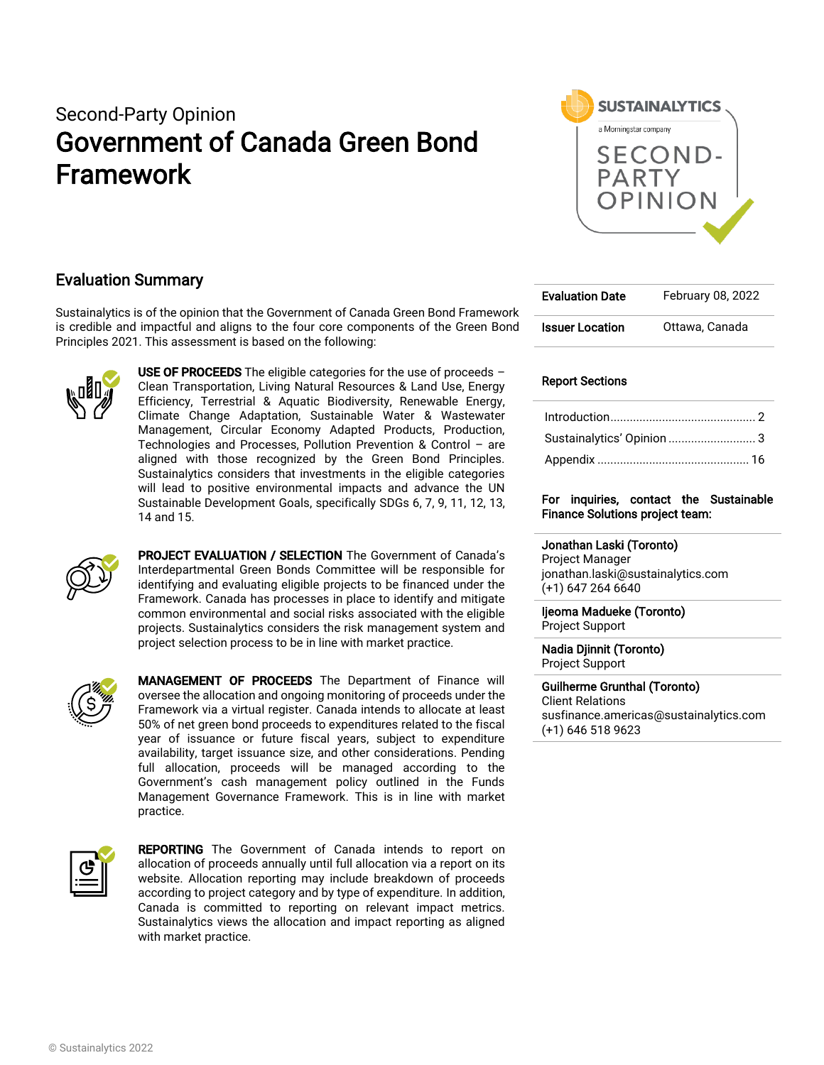Second-Party Opinion

# Government of Canada Green Bond Framework

SUSTAINALYTICS
a Morningstar company
SECOND-PARTY OPINION

## Evaluation Summary

Sustainalytics is of the opinion that the Government of Canada Green Bond Framework is credible and impactful and aligns to the four core components of the Green Bond Principles 2021. This assessment is based on the following:

**USE OF PROCEEDS** The eligible categories for the use of proceeds – Clean Transportation, Living Natural Resources & Land Use, Energy Efficiency, Terrestrial & Aquatic Biodiversity, Renewable Energy, Climate Change Adaptation, Sustainable Water & Wastewater Management, Circular Economy Adapted Products, Production, Technologies and Processes, Pollution Prevention & Control – are aligned with those recognized by the Green Bond Principles. Sustainalytics considers that investments in the eligible categories will lead to positive environmental impacts and advance the UN Sustainable Development Goals, specifically SDGs 6, 7, 9, 11, 12, 13, 14 and 15.

**PROJECT EVALUATION / SELECTION** The Government of Canada's Interdepartmental Green Bonds Committee will be responsible for identifying and evaluating eligible projects to be financed under the Framework. Canada has processes in place to identify and mitigate common environmental and social risks associated with the eligible projects. Sustainalytics considers the risk management system and project selection process to be in line with market practice.

**MANAGEMENT OF PROCEEDS** The Department of Finance will oversee the allocation and ongoing monitoring of proceeds under the Framework via a virtual register. Canada intends to allocate at least 50% of net green bond proceeds to expenditures related to the fiscal year of issuance or future fiscal years, subject to expenditure availability, target issuance size, and other considerations. Pending full allocation, proceeds will be managed according to the Government's cash management policy outlined in the Funds Management Governance Framework. This is in line with market practice.

**REPORTING** The Government of Canada intends to report on allocation of proceeds annually until full allocation via a report on its website. Allocation reporting may include breakdown of proceeds according to project category and by type of expenditure. In addition, Canada is committed to reporting on relevant impact metrics. Sustainalytics views the allocation and impact reporting as aligned with market practice.

| | |
|---|---|
| **Evaluation Date** | February 08, 2022 |
| **Issuer Location** | Ottawa, Canada |

**Report Sections**

- Introduction ........ 2
- Sustainalytics' Opinion ........ 3
- Appendix ........ 16

**For inquiries, contact the Sustainable Finance Solutions project team:**

**Jonathan Laski (Toronto)**
Project Manager
jonathan.laski@sustainalytics.com
(+1) 647 264 6640

**Ijeoma Madueke (Toronto)**
Project Support

**Nadia Djinnit (Toronto)**
Project Support

**Guilherme Grunthal (Toronto)**
Client Relations
susfinance.americas@sustainalytics.com
(+1) 646 518 9623

© Sustainalytics 2022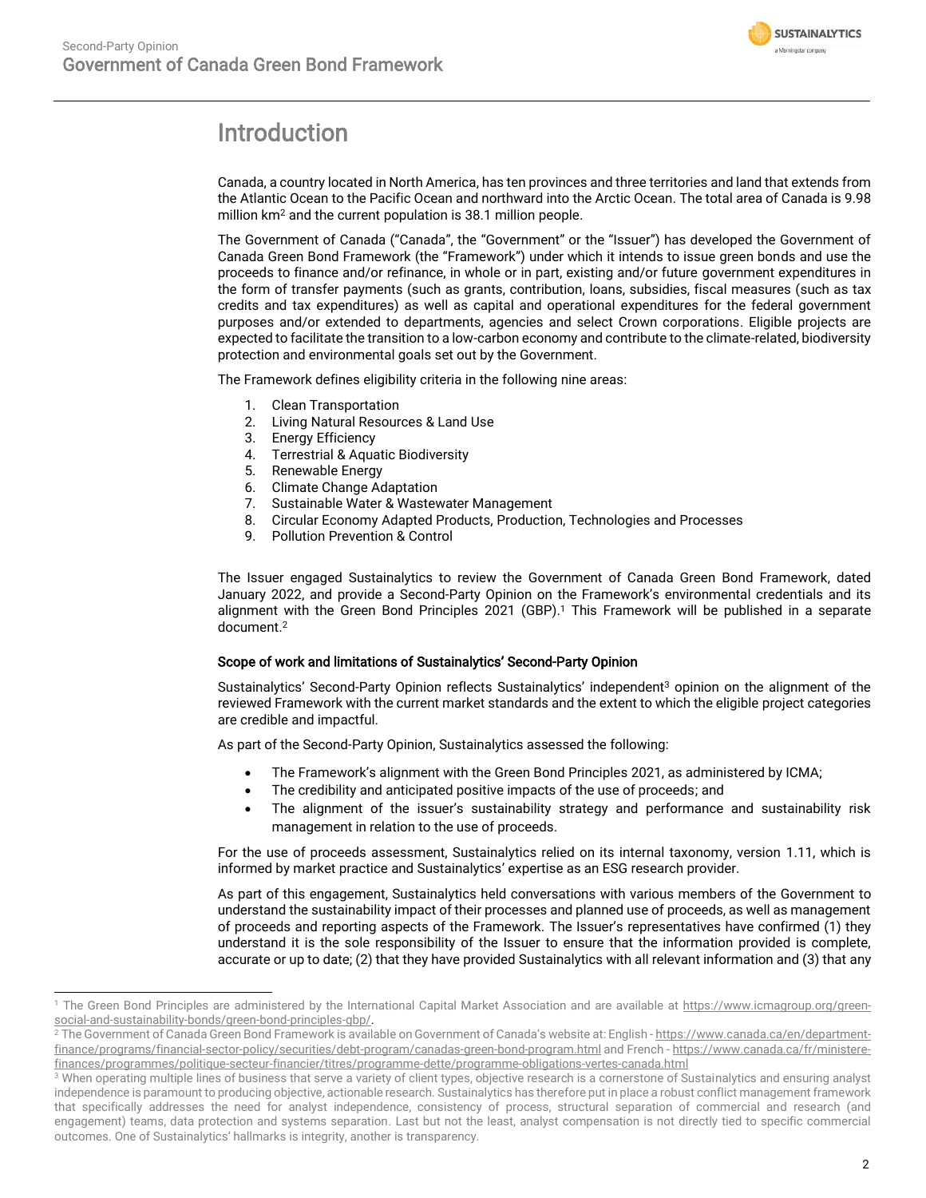# Introduction

Canada, a country located in North America, has ten provinces and three territories and land that extends from the Atlantic Ocean to the Pacific Ocean and northward into the Arctic Ocean. The total area of Canada is 9.98 million $km^2$ and the current population is 38.1 million people.

The Government of Canada ("Canada", the "Government" or the "Issuer") has developed the Government of Canada Green Bond Framework (the "Framework") under which it intends to issue green bonds and use the proceeds to finance and/or refinance, in whole or in part, existing and/or future government expenditures in the form of transfer payments (such as grants, contribution, loans, subsidies, fiscal measures (such as tax credits and tax expenditures) as well as capital and operational expenditures for the federal government purposes and/or extended to departments, agencies and select Crown corporations. Eligible projects are expected to facilitate the transition to a low-carbon economy and contribute to the climate-related, biodiversity protection and environmental goals set out by the Government.

The Framework defines eligibility criteria in the following nine areas:

1. Clean Transportation
2. Living Natural Resources & Land Use
3. Energy Efficiency
4. Terrestrial & Aquatic Biodiversity
5. Renewable Energy
6. Climate Change Adaptation
7. Sustainable Water & Wastewater Management
8. Circular Economy Adapted Products, Production, Technologies and Processes
9. Pollution Prevention & Control

The Issuer engaged Sustainalytics to review the Government of Canada Green Bond Framework, dated January 2022, and provide a Second-Party Opinion on the Framework's environmental credentials and its alignment with the Green Bond Principles 2021 (GBP).[1] This Framework will be published in a separate document.[2]

### Scope of work and limitations of Sustainalytics' Second-Party Opinion

Sustainalytics' Second-Party Opinion reflects Sustainalytics' independent[3] opinion on the alignment of the reviewed Framework with the current market standards and the extent to which the eligible project categories are credible and impactful.

As part of the Second-Party Opinion, Sustainalytics assessed the following:

- The Framework's alignment with the Green Bond Principles 2021, as administered by ICMA;
- The credibility and anticipated positive impacts of the use of proceeds; and
- The alignment of the issuer's sustainability strategy and performance and sustainability risk management in relation to the use of proceeds.

For the use of proceeds assessment, Sustainalytics relied on its internal taxonomy, version 1.11, which is informed by market practice and Sustainalytics' expertise as an ESG research provider.

As part of this engagement, Sustainalytics held conversations with various members of the Government to understand the sustainability impact of their processes and planned use of proceeds, as well as management of proceeds and reporting aspects of the Framework. The Issuer's representatives have confirmed (1) they understand it is the sole responsibility of the Issuer to ensure that the information provided is complete, accurate or up to date; (2) that they have provided Sustainalytics with all relevant information and (3) that any

---

[1] The Green Bond Principles are administered by the International Capital Market Association and are available at https://www.icmagroup.org/green-social-and-sustainability-bonds/green-bond-principles-gbp/.

[2] The Government of Canada Green Bond Framework is available on Government of Canada's website at: English - https://www.canada.ca/en/department-finance/programs/financial-sector-policy/securities/debt-program/canadas-green-bond-program.html and French - https://www.canada.ca/fr/ministere-finances/programmes/politique-secteur-financier/titres/programme-dette/programme-obligations-vertes-canada.html

[3] When operating multiple lines of business that serve a variety of client types, objective research is a cornerstone of Sustainalytics and ensuring analyst independence is paramount to producing objective, actionable research. Sustainalytics has therefore put in place a robust conflict management framework that specifically addresses the need for analyst independence, consistency of process, structural separation of commercial and research (and engagement) teams, data protection and systems separation. Last but not the least, analyst compensation is not directly tied to specific commercial outcomes. One of Sustainalytics' hallmarks is integrity, another is transparency.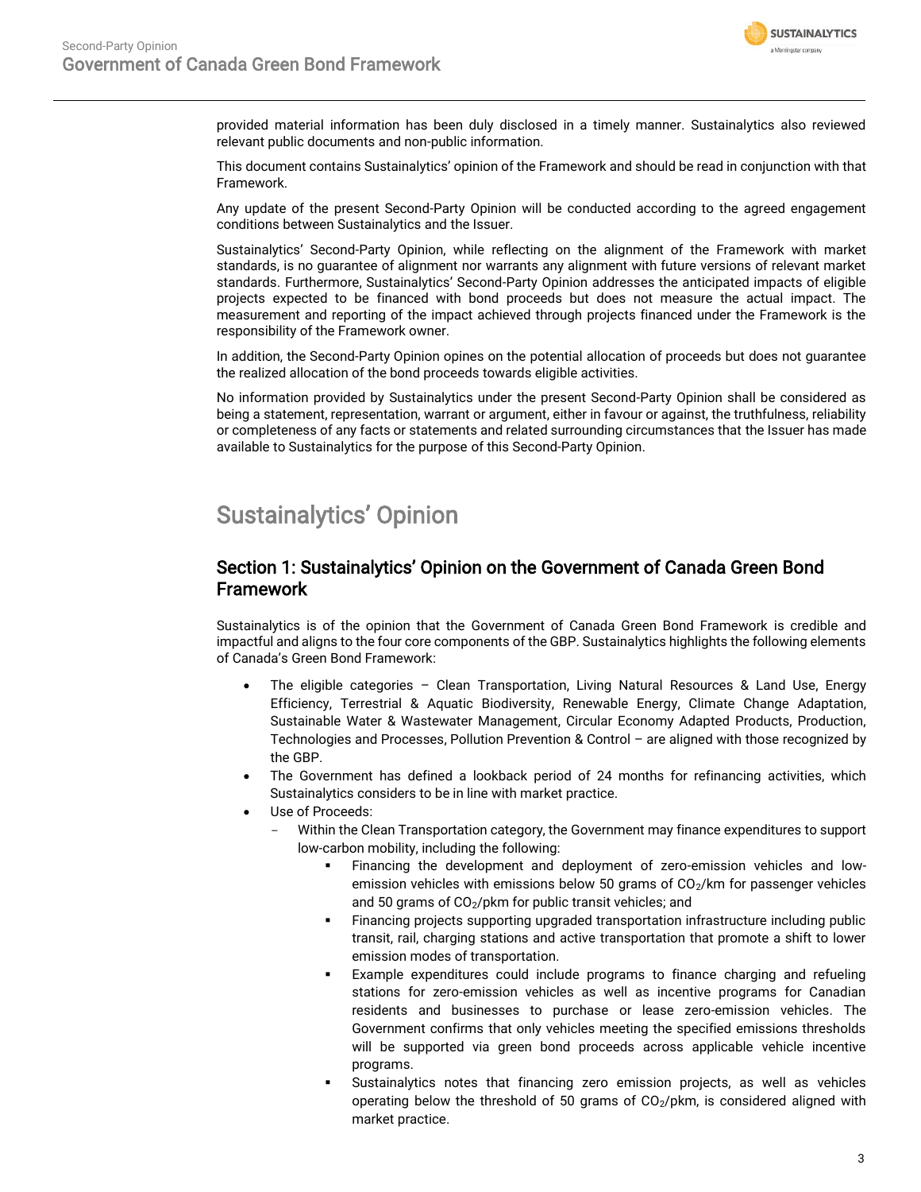provided material information has been duly disclosed in a timely manner. Sustainalytics also reviewed relevant public documents and non-public information.

This document contains Sustainalytics' opinion of the Framework and should be read in conjunction with that Framework.

Any update of the present Second-Party Opinion will be conducted according to the agreed engagement conditions between Sustainalytics and the Issuer.

Sustainalytics' Second-Party Opinion, while reflecting on the alignment of the Framework with market standards, is no guarantee of alignment nor warrants any alignment with future versions of relevant market standards. Furthermore, Sustainalytics' Second-Party Opinion addresses the anticipated impacts of eligible projects expected to be financed with bond proceeds but does not measure the actual impact. The measurement and reporting of the impact achieved through projects financed under the Framework is the responsibility of the Framework owner.

In addition, the Second-Party Opinion opines on the potential allocation of proceeds but does not guarantee the realized allocation of the bond proceeds towards eligible activities.

No information provided by Sustainalytics under the present Second-Party Opinion shall be considered as being a statement, representation, warrant or argument, either in favour or against, the truthfulness, reliability or completeness of any facts or statements and related surrounding circumstances that the Issuer has made available to Sustainalytics for the purpose of this Second-Party Opinion.

# Sustainalytics' Opinion

## Section 1: Sustainalytics' Opinion on the Government of Canada Green Bond Framework

Sustainalytics is of the opinion that the Government of Canada Green Bond Framework is credible and impactful and aligns to the four core components of the GBP. Sustainalytics highlights the following elements of Canada's Green Bond Framework:

- The eligible categories – Clean Transportation, Living Natural Resources & Land Use, Energy Efficiency, Terrestrial & Aquatic Biodiversity, Renewable Energy, Climate Change Adaptation, Sustainable Water & Wastewater Management, Circular Economy Adapted Products, Production, Technologies and Processes, Pollution Prevention & Control – are aligned with those recognized by the GBP.
- The Government has defined a lookback period of 24 months for refinancing activities, which Sustainalytics considers to be in line with market practice.
- Use of Proceeds:
  - Within the Clean Transportation category, the Government may finance expenditures to support low-carbon mobility, including the following:
    - Financing the development and deployment of zero-emission vehicles and low-emission vehicles with emissions below 50 grams of $CO_2$/km for passenger vehicles and 50 grams of $CO_2$/pkm for public transit vehicles; and
    - Financing projects supporting upgraded transportation infrastructure including public transit, rail, charging stations and active transportation that promote a shift to lower emission modes of transportation.
    - Example expenditures could include programs to finance charging and refueling stations for zero-emission vehicles as well as incentive programs for Canadian residents and businesses to purchase or lease zero-emission vehicles. The Government confirms that only vehicles meeting the specified emissions thresholds will be supported via green bond proceeds across applicable vehicle incentive programs.
    - Sustainalytics notes that financing zero emission projects, as well as vehicles operating below the threshold of 50 grams of $CO_2$/pkm, is considered aligned with market practice.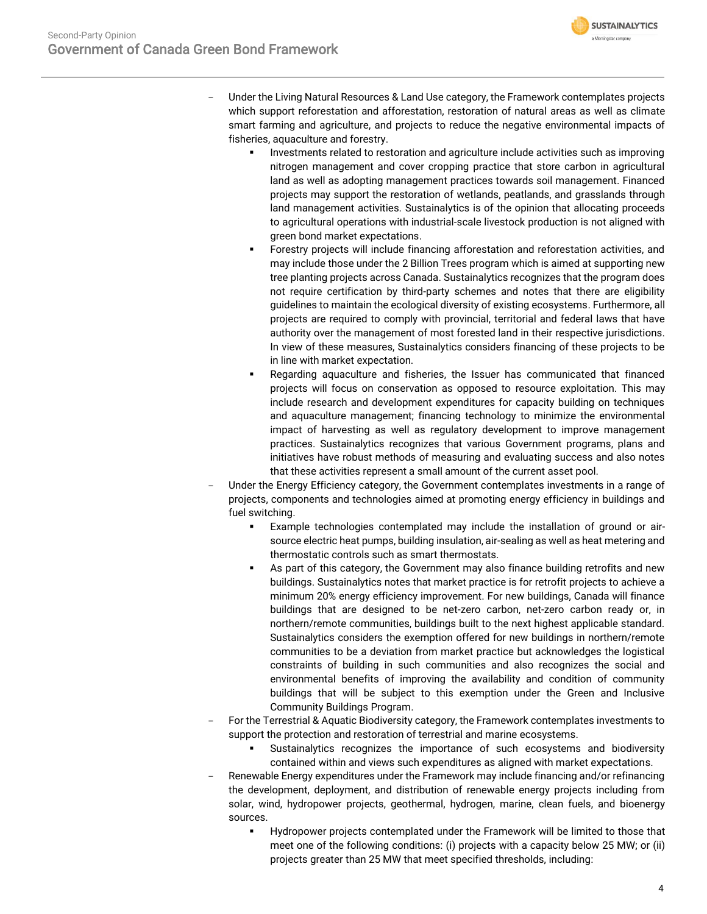- Under the Living Natural Resources & Land Use category, the Framework contemplates projects which support reforestation and afforestation, restoration of natural areas as well as climate smart farming and agriculture, and projects to reduce the negative environmental impacts of fisheries, aquaculture and forestry.
    - Investments related to restoration and agriculture include activities such as improving nitrogen management and cover cropping practice that store carbon in agricultural land as well as adopting management practices towards soil management. Financed projects may support the restoration of wetlands, peatlands, and grasslands through land management activities. Sustainalytics is of the opinion that allocating proceeds to agricultural operations with industrial-scale livestock production is not aligned with green bond market expectations.
    - Forestry projects will include financing afforestation and reforestation activities, and may include those under the 2 Billion Trees program which is aimed at supporting new tree planting projects across Canada. Sustainalytics recognizes that the program does not require certification by third-party schemes and notes that there are eligibility guidelines to maintain the ecological diversity of existing ecosystems. Furthermore, all projects are required to comply with provincial, territorial and federal laws that have authority over the management of most forested land in their respective jurisdictions. In view of these measures, Sustainalytics considers financing of these projects to be in line with market expectation.
    - Regarding aquaculture and fisheries, the Issuer has communicated that financed projects will focus on conservation as opposed to resource exploitation. This may include research and development expenditures for capacity building on techniques and aquaculture management; financing technology to minimize the environmental impact of harvesting as well as regulatory development to improve management practices. Sustainalytics recognizes that various Government programs, plans and initiatives have robust methods of measuring and evaluating success and also notes that these activities represent a small amount of the current asset pool.
- Under the Energy Efficiency category, the Government contemplates investments in a range of projects, components and technologies aimed at promoting energy efficiency in buildings and fuel switching.
    - Example technologies contemplated may include the installation of ground or air-source electric heat pumps, building insulation, air-sealing as well as heat metering and thermostatic controls such as smart thermostats.
    - As part of this category, the Government may also finance building retrofits and new buildings. Sustainalytics notes that market practice is for retrofit projects to achieve a minimum 20% energy efficiency improvement. For new buildings, Canada will finance buildings that are designed to be net-zero carbon, net-zero carbon ready or, in northern/remote communities, buildings built to the next highest applicable standard. Sustainalytics considers the exemption offered for new buildings in northern/remote communities to be a deviation from market practice but acknowledges the logistical constraints of building in such communities and also recognizes the social and environmental benefits of improving the availability and condition of community buildings that will be subject to this exemption under the Green and Inclusive Community Buildings Program.
- For the Terrestrial & Aquatic Biodiversity category, the Framework contemplates investments to support the protection and restoration of terrestrial and marine ecosystems.
    - Sustainalytics recognizes the importance of such ecosystems and biodiversity contained within and views such expenditures as aligned with market expectations.
- Renewable Energy expenditures under the Framework may include financing and/or refinancing the development, deployment, and distribution of renewable energy projects including from solar, wind, hydropower projects, geothermal, hydrogen, marine, clean fuels, and bioenergy sources.
    - Hydropower projects contemplated under the Framework will be limited to those that meet one of the following conditions: (i) projects with a capacity below 25 MW; or (ii) projects greater than 25 MW that meet specified thresholds, including: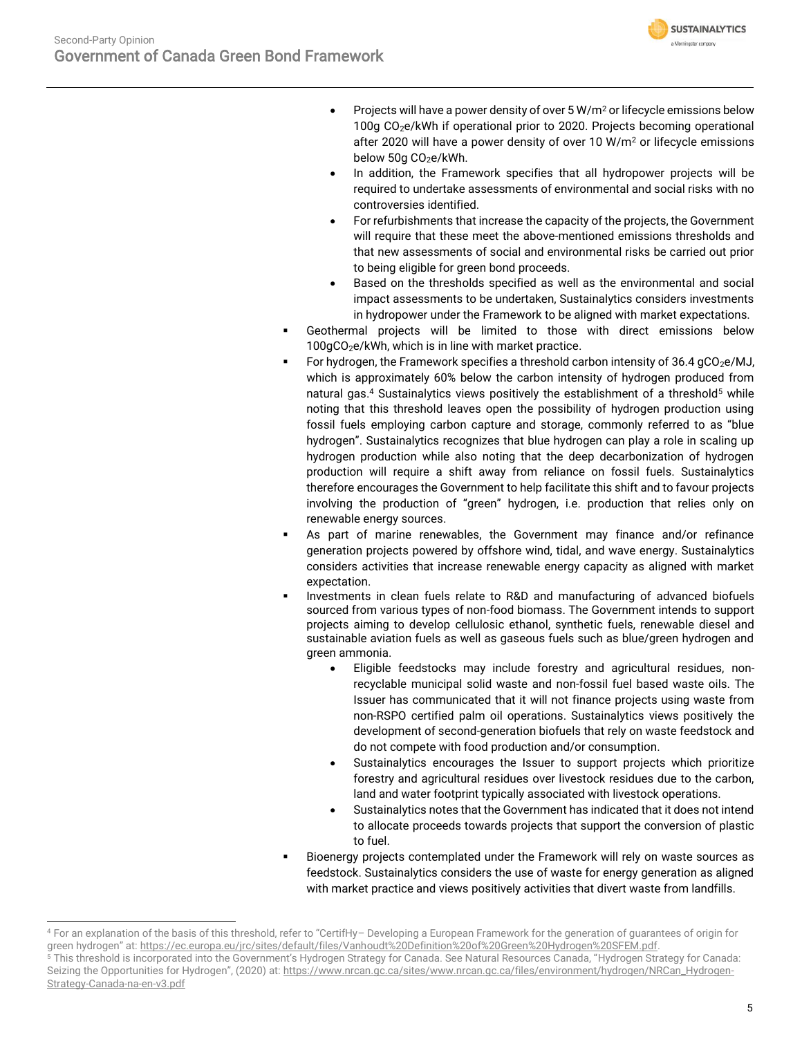- Projects will have a power density of over 5 W/m$^2$ or lifecycle emissions below 100g $CO_2e$/kWh if operational prior to 2020. Projects becoming operational after 2020 will have a power density of over 10 W/m$^2$ or lifecycle emissions below 50g $CO_2e$/kWh.
    - In addition, the Framework specifies that all hydropower projects will be required to undertake assessments of environmental and social risks with no controversies identified.
    - For refurbishments that increase the capacity of the projects, the Government will require that these meet the above-mentioned emissions thresholds and that new assessments of social and environmental risks be carried out prior to being eligible for green bond proceeds.
    - Based on the thresholds specified as well as the environmental and social impact assessments to be undertaken, Sustainalytics considers investments in hydropower under the Framework to be aligned with market expectations.
- Geothermal projects will be limited to those with direct emissions below 100g$CO_2e$/kWh, which is in line with market practice.
- For hydrogen, the Framework specifies a threshold carbon intensity of 36.4 g$CO_2e$/MJ, which is approximately 60% below the carbon intensity of hydrogen produced from natural gas.[4] Sustainalytics views positively the establishment of a threshold[5] while noting that this threshold leaves open the possibility of hydrogen production using fossil fuels employing carbon capture and storage, commonly referred to as "blue hydrogen". Sustainalytics recognizes that blue hydrogen can play a role in scaling up hydrogen production while also noting that the deep decarbonization of hydrogen production will require a shift away from reliance on fossil fuels. Sustainalytics therefore encourages the Government to help facilitate this shift and to favour projects involving the production of "green" hydrogen, i.e. production that relies only on renewable energy sources.
- As part of marine renewables, the Government may finance and/or refinance generation projects powered by offshore wind, tidal, and wave energy. Sustainalytics considers activities that increase renewable energy capacity as aligned with market expectation.
- Investments in clean fuels relate to R&D and manufacturing of advanced biofuels sourced from various types of non-food biomass. The Government intends to support projects aiming to develop cellulosic ethanol, synthetic fuels, renewable diesel and sustainable aviation fuels as well as gaseous fuels such as blue/green hydrogen and green ammonia.
    - Eligible feedstocks may include forestry and agricultural residues, non-recyclable municipal solid waste and non-fossil fuel based waste oils. The Issuer has communicated that it will not finance projects using waste from non-RSPO certified palm oil operations. Sustainalytics views positively the development of second-generation biofuels that rely on waste feedstock and do not compete with food production and/or consumption.
    - Sustainalytics encourages the Issuer to support projects which prioritize forestry and agricultural residues over livestock residues due to the carbon, land and water footprint typically associated with livestock operations.
    - Sustainalytics notes that the Government has indicated that it does not intend to allocate proceeds towards projects that support the conversion of plastic to fuel.
- Bioenergy projects contemplated under the Framework will rely on waste sources as feedstock. Sustainalytics considers the use of waste for energy generation as aligned with market practice and views positively activities that divert waste from landfills.

---

[4] For an explanation of the basis of this threshold, refer to "CertifHy– Developing a European Framework for the generation of guarantees of origin for green hydrogen" at: https://ec.europa.eu/jrc/sites/default/files/Vanhoudt%20Definition%20of%20Green%20Hydrogen%20SFEM.pdf.

[5] This threshold is incorporated into the Government's Hydrogen Strategy for Canada. See Natural Resources Canada, "Hydrogen Strategy for Canada: Seizing the Opportunities for Hydrogen", (2020) at: https://www.nrcan.gc.ca/sites/www.nrcan.gc.ca/files/environment/hydrogen/NRCan_Hydrogen-Strategy-Canada-na-en-v3.pdf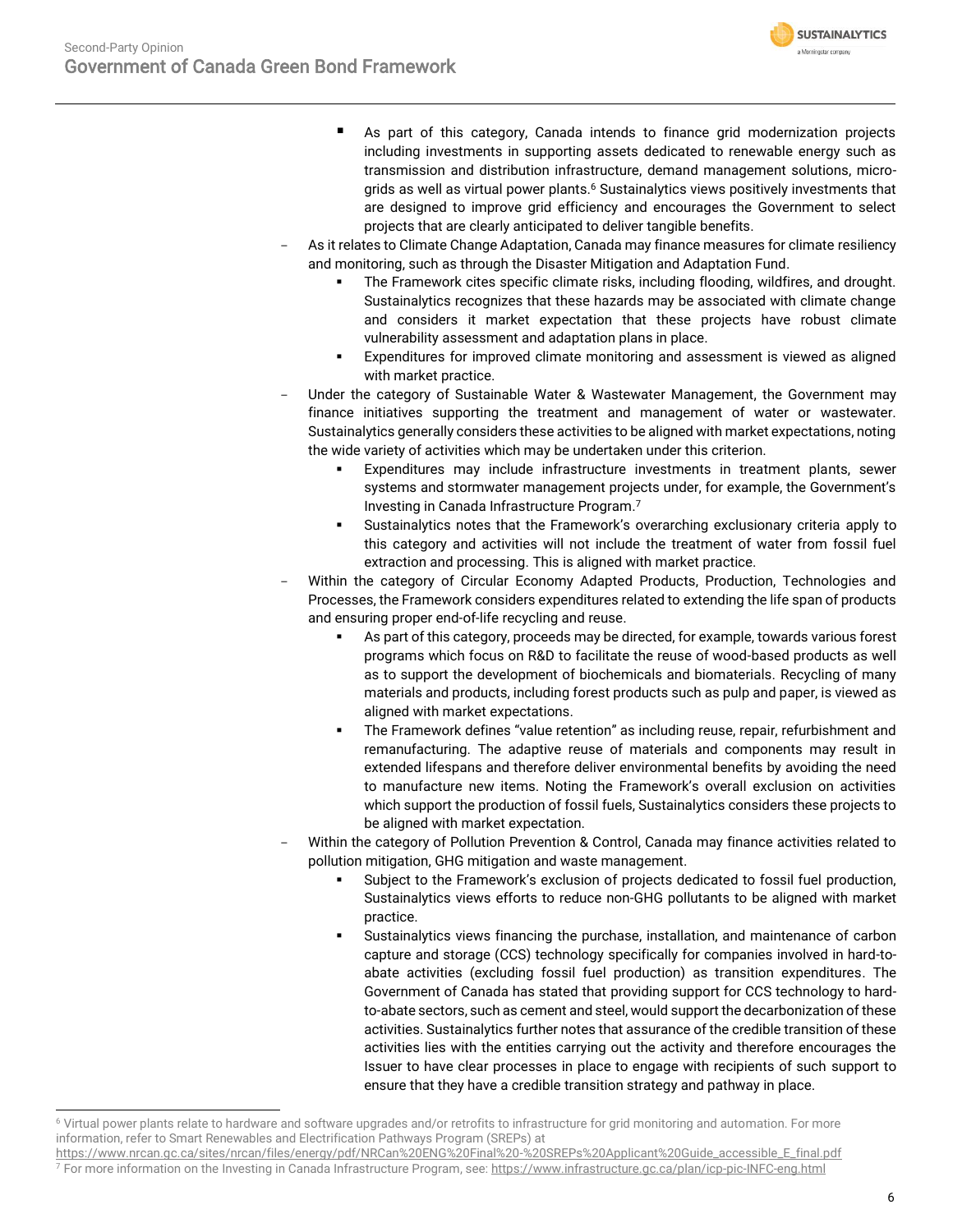- As part of this category, Canada intends to finance grid modernization projects including investments in supporting assets dedicated to renewable energy such as transmission and distribution infrastructure, demand management solutions, micro-grids as well as virtual power plants.[6] Sustainalytics views positively investments that are designed to improve grid efficiency and encourages the Government to select projects that are clearly anticipated to deliver tangible benefits.
- As it relates to Climate Change Adaptation, Canada may finance measures for climate resiliency and monitoring, such as through the Disaster Mitigation and Adaptation Fund.
  - The Framework cites specific climate risks, including flooding, wildfires, and drought. Sustainalytics recognizes that these hazards may be associated with climate change and considers it market expectation that these projects have robust climate vulnerability assessment and adaptation plans in place.
  - Expenditures for improved climate monitoring and assessment is viewed as aligned with market practice.
- Under the category of Sustainable Water & Wastewater Management, the Government may finance initiatives supporting the treatment and management of water or wastewater. Sustainalytics generally considers these activities to be aligned with market expectations, noting the wide variety of activities which may be undertaken under this criterion.
  - Expenditures may include infrastructure investments in treatment plants, sewer systems and stormwater management projects under, for example, the Government's Investing in Canada Infrastructure Program.[7]
  - Sustainalytics notes that the Framework's overarching exclusionary criteria apply to this category and activities will not include the treatment of water from fossil fuel extraction and processing. This is aligned with market practice.
- Within the category of Circular Economy Adapted Products, Production, Technologies and Processes, the Framework considers expenditures related to extending the life span of products and ensuring proper end-of-life recycling and reuse.
  - As part of this category, proceeds may be directed, for example, towards various forest programs which focus on R&D to facilitate the reuse of wood-based products as well as to support the development of biochemicals and biomaterials. Recycling of many materials and products, including forest products such as pulp and paper, is viewed as aligned with market expectations.
  - The Framework defines "value retention" as including reuse, repair, refurbishment and remanufacturing. The adaptive reuse of materials and components may result in extended lifespans and therefore deliver environmental benefits by avoiding the need to manufacture new items. Noting the Framework's overall exclusion on activities which support the production of fossil fuels, Sustainalytics considers these projects to be aligned with market expectation.
- Within the category of Pollution Prevention & Control, Canada may finance activities related to pollution mitigation, GHG mitigation and waste management.
  - Subject to the Framework's exclusion of projects dedicated to fossil fuel production, Sustainalytics views efforts to reduce non-GHG pollutants to be aligned with market practice.
  - Sustainalytics views financing the purchase, installation, and maintenance of carbon capture and storage (CCS) technology specifically for companies involved in hard-to-abate activities (excluding fossil fuel production) as transition expenditures. The Government of Canada has stated that providing support for CCS technology to hard-to-abate sectors, such as cement and steel, would support the decarbonization of these activities. Sustainalytics further notes that assurance of the credible transition of these activities lies with the entities carrying out the activity and therefore encourages the Issuer to have clear processes in place to engage with recipients of such support to ensure that they have a credible transition strategy and pathway in place.

[6] Virtual power plants relate to hardware and software upgrades and/or retrofits to infrastructure for grid monitoring and automation. For more information, refer to Smart Renewables and Electrification Pathways Program (SREPs) at https://www.nrcan.gc.ca/sites/nrcan/files/energy/pdf/NRCan%20ENG%20Final%20-%20SREPs%20Applicant%20Guide_accessible_E_final.pdf

[7] For more information on the Investing in Canada Infrastructure Program, see: https://www.infrastructure.gc.ca/plan/icp-pic-INFC-eng.html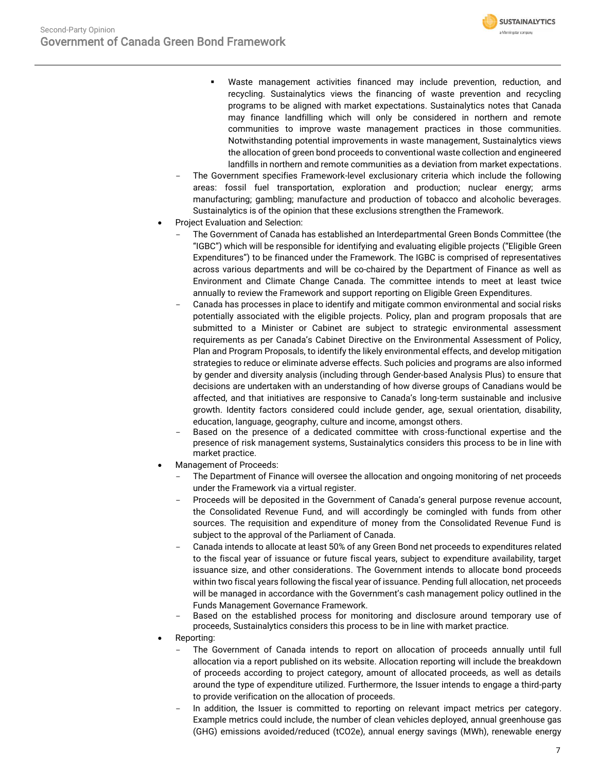- Waste management activities financed may include prevention, reduction, and recycling. Sustainalytics views the financing of waste prevention and recycling programs to be aligned with market expectations. Sustainalytics notes that Canada may finance landfilling which will only be considered in northern and remote communities to improve waste management practices in those communities. Notwithstanding potential improvements in waste management, Sustainalytics views the allocation of green bond proceeds to conventional waste collection and engineered landfills in northern and remote communities as a deviation from market expectations.
    - The Government specifies Framework-level exclusionary criteria which include the following areas: fossil fuel transportation, exploration and production; nuclear energy; arms manufacturing; gambling; manufacture and production of tobacco and alcoholic beverages. Sustainalytics is of the opinion that these exclusions strengthen the Framework.
- Project Evaluation and Selection:
    - The Government of Canada has established an Interdepartmental Green Bonds Committee (the "IGBC") which will be responsible for identifying and evaluating eligible projects ("Eligible Green Expenditures") to be financed under the Framework. The IGBC is comprised of representatives across various departments and will be co-chaired by the Department of Finance as well as Environment and Climate Change Canada. The committee intends to meet at least twice annually to review the Framework and support reporting on Eligible Green Expenditures.
    - Canada has processes in place to identify and mitigate common environmental and social risks potentially associated with the eligible projects. Policy, plan and program proposals that are submitted to a Minister or Cabinet are subject to strategic environmental assessment requirements as per Canada's Cabinet Directive on the Environmental Assessment of Policy, Plan and Program Proposals, to identify the likely environmental effects, and develop mitigation strategies to reduce or eliminate adverse effects. Such policies and programs are also informed by gender and diversity analysis (including through Gender-based Analysis Plus) to ensure that decisions are undertaken with an understanding of how diverse groups of Canadians would be affected, and that initiatives are responsive to Canada's long-term sustainable and inclusive growth. Identity factors considered could include gender, age, sexual orientation, disability, education, language, geography, culture and income, amongst others.
    - Based on the presence of a dedicated committee with cross-functional expertise and the presence of risk management systems, Sustainalytics considers this process to be in line with market practice.
- Management of Proceeds:
    - The Department of Finance will oversee the allocation and ongoing monitoring of net proceeds under the Framework via a virtual register.
    - Proceeds will be deposited in the Government of Canada's general purpose revenue account, the Consolidated Revenue Fund, and will accordingly be comingled with funds from other sources. The requisition and expenditure of money from the Consolidated Revenue Fund is subject to the approval of the Parliament of Canada.
    - Canada intends to allocate at least 50% of any Green Bond net proceeds to expenditures related to the fiscal year of issuance or future fiscal years, subject to expenditure availability, target issuance size, and other considerations. The Government intends to allocate bond proceeds within two fiscal years following the fiscal year of issuance. Pending full allocation, net proceeds will be managed in accordance with the Government's cash management policy outlined in the Funds Management Governance Framework.
    - Based on the established process for monitoring and disclosure around temporary use of proceeds, Sustainalytics considers this process to be in line with market practice.
- Reporting:
    - The Government of Canada intends to report on allocation of proceeds annually until full allocation via a report published on its website. Allocation reporting will include the breakdown of proceeds according to project category, amount of allocated proceeds, as well as details around the type of expenditure utilized. Furthermore, the Issuer intends to engage a third-party to provide verification on the allocation of proceeds.
    - In addition, the Issuer is committed to reporting on relevant impact metrics per category. Example metrics could include, the number of clean vehicles deployed, annual greenhouse gas (GHG) emissions avoided/reduced ($tCO_2e$), annual energy savings (MWh), renewable energy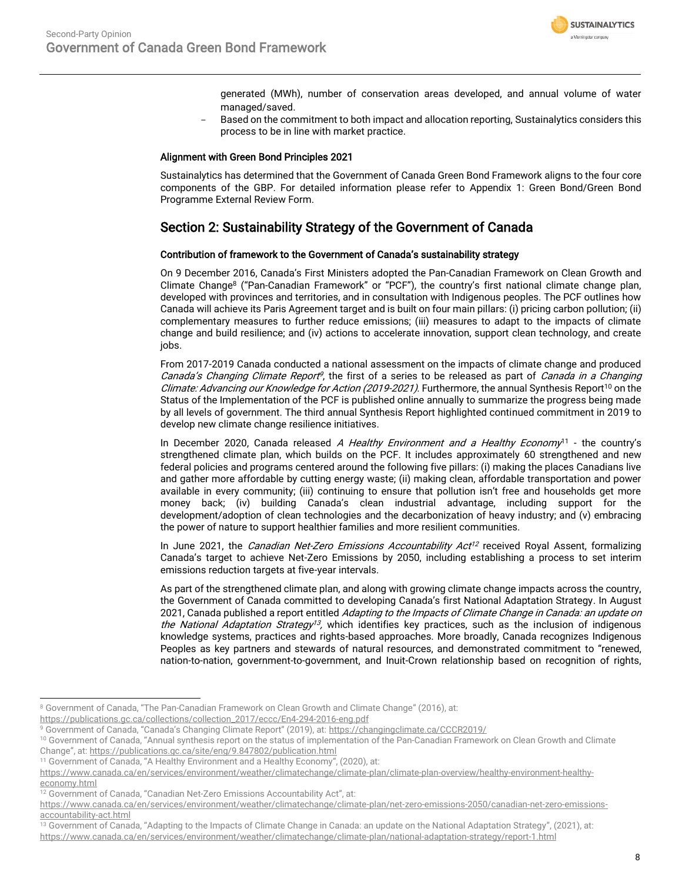generated (MWh), number of conservation areas developed, and annual volume of water managed/saved.

- Based on the commitment to both impact and allocation reporting, Sustainalytics considers this process to be in line with market practice.

**Alignment with Green Bond Principles 2021**

Sustainalytics has determined that the Government of Canada Green Bond Framework aligns to the four core components of the GBP. For detailed information please refer to Appendix 1: Green Bond/Green Bond Programme External Review Form.

## Section 2: Sustainability Strategy of the Government of Canada

**Contribution of framework to the Government of Canada's sustainability strategy**

On 9 December 2016, Canada's First Ministers adopted the Pan-Canadian Framework on Clean Growth and Climate Change[8] ("Pan-Canadian Framework" or "PCF"), the country's first national climate change plan, developed with provinces and territories, and in consultation with Indigenous peoples. The PCF outlines how Canada will achieve its Paris Agreement target and is built on four main pillars: (i) pricing carbon pollution; (ii) complementary measures to further reduce emissions; (iii) measures to adapt to the impacts of climate change and build resilience; and (iv) actions to accelerate innovation, support clean technology, and create jobs.

From 2017-2019 Canada conducted a national assessment on the impacts of climate change and produced *Canada's Changing Climate Report*[9], the first of a series to be released as part of *Canada in a Changing Climate: Advancing our Knowledge for Action (2019-2021)*. Furthermore, the annual Synthesis Report[10] on the Status of the Implementation of the PCF is published online annually to summarize the progress being made by all levels of government. The third annual Synthesis Report highlighted continued commitment in 2019 to develop new climate change resilience initiatives.

In December 2020, Canada released *A Healthy Environment and a Healthy Economy*[11] - the country's strengthened climate plan, which builds on the PCF. It includes approximately 60 strengthened and new federal policies and programs centered around the following five pillars: (i) making the places Canadians live and gather more affordable by cutting energy waste; (ii) making clean, affordable transportation and power available in every community; (iii) continuing to ensure that pollution isn't free and households get more money back; (iv) building Canada's clean industrial advantage, including support for the development/adoption of clean technologies and the decarbonization of heavy industry; and (v) embracing the power of nature to support healthier families and more resilient communities.

In June 2021, the *Canadian Net-Zero Emissions Accountability Act*[12] received Royal Assent, formalizing Canada's target to achieve Net-Zero Emissions by 2050, including establishing a process to set interim emissions reduction targets at five-year intervals.

As part of the strengthened climate plan, and along with growing climate change impacts across the country, the Government of Canada committed to developing Canada's first National Adaptation Strategy. In August 2021, Canada published a report entitled *Adapting to the Impacts of Climate Change in Canada: an update on the National Adaptation Strategy*[13], which identifies key practices, such as the inclusion of indigenous knowledge systems, practices and rights-based approaches. More broadly, Canada recognizes Indigenous Peoples as key partners and stewards of natural resources, and demonstrated commitment to "renewed, nation-to-nation, government-to-government, and Inuit-Crown relationship based on recognition of rights,

---

[8] Government of Canada, "The Pan-Canadian Framework on Clean Growth and Climate Change" (2016), at: https://publications.gc.ca/collections/collection_2017/eccc/En4-294-2016-eng.pdf

[9] Government of Canada, "Canada's Changing Climate Report" (2019), at: https://changingclimate.ca/CCCR2019/

[10] Government of Canada, "Annual synthesis report on the status of implementation of the Pan-Canadian Framework on Clean Growth and Climate Change", at: https://publications.gc.ca/site/eng/9.847802/publication.html

[11] Government of Canada, "A Healthy Environment and a Healthy Economy", (2020), at: https://www.canada.ca/en/services/environment/weather/climatechange/climate-plan/climate-plan-overview/healthy-environment-healthy-economy.html

[12] Government of Canada, "Canadian Net-Zero Emissions Accountability Act", at: https://www.canada.ca/en/services/environment/weather/climatechange/climate-plan/net-zero-emissions-2050/canadian-net-zero-emissions-accountability-act.html

[13] Government of Canada, "Adapting to the Impacts of Climate Change in Canada: an update on the National Adaptation Strategy", (2021), at: https://www.canada.ca/en/services/environment/weather/climatechange/climate-plan/national-adaptation-strategy/report-1.html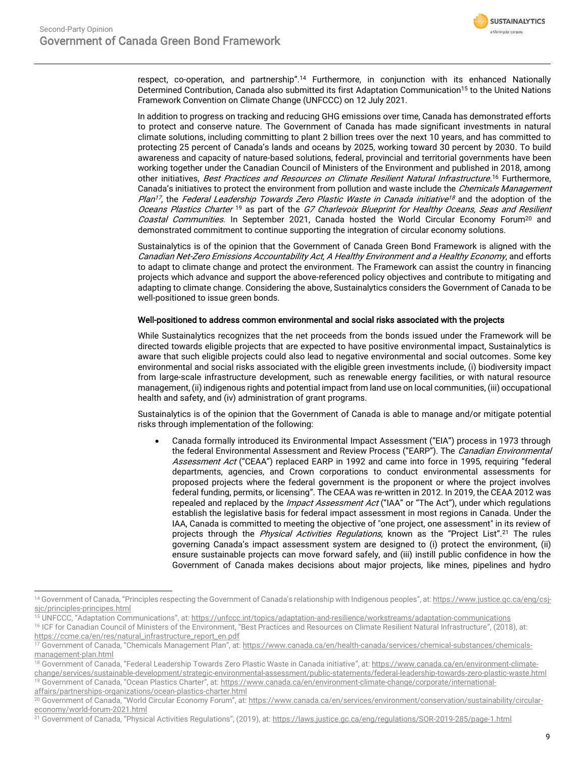respect, co-operation, and partnership".[14] Furthermore, in conjunction with its enhanced Nationally Determined Contribution, Canada also submitted its first Adaptation Communication[15] to the United Nations Framework Convention on Climate Change (UNFCCC) on 12 July 2021.

In addition to progress on tracking and reducing GHG emissions over time, Canada has demonstrated efforts to protect and conserve nature. The Government of Canada has made significant investments in natural climate solutions, including committing to plant 2 billion trees over the next 10 years, and has committed to protecting 25 percent of Canada's lands and oceans by 2025, working toward 30 percent by 2030. To build awareness and capacity of nature-based solutions, federal, provincial and territorial governments have been working together under the Canadian Council of Ministers of the Environment and published in 2018, among other initiatives, *Best Practices and Resources on Climate Resilient Natural Infrastructure*.[16] Furthermore, Canada's initiatives to protect the environment from pollution and waste include the *Chemicals Management Plan*[17], the *Federal Leadership Towards Zero Plastic Waste in Canada initiative*[18] and the adoption of the *Oceans Plastics Charter* [19] as part of the *G7 Charlevoix Blueprint for Healthy Oceans, Seas and Resilient Coastal Communities*. In September 2021, Canada hosted the World Circular Economy Forum[20] and demonstrated commitment to continue supporting the integration of circular economy solutions.

Sustainalytics is of the opinion that the Government of Canada Green Bond Framework is aligned with the *Canadian Net-Zero Emissions Accountability Act*, *A Healthy Environment and a Healthy Economy*, and efforts to adapt to climate change and protect the environment. The Framework can assist the country in financing projects which advance and support the above-referenced policy objectives and contribute to mitigating and adapting to climate change. Considering the above, Sustainalytics considers the Government of Canada to be well-positioned to issue green bonds.

**Well-positioned to address common environmental and social risks associated with the projects**

While Sustainalytics recognizes that the net proceeds from the bonds issued under the Framework will be directed towards eligible projects that are expected to have positive environmental impact, Sustainalytics is aware that such eligible projects could also lead to negative environmental and social outcomes. Some key environmental and social risks associated with the eligible green investments include, (i) biodiversity impact from large-scale infrastructure development, such as renewable energy facilities, or with natural resource management, (ii) indigenous rights and potential impact from land use on local communities, (iii) occupational health and safety, and (iv) administration of grant programs.

Sustainalytics is of the opinion that the Government of Canada is able to manage and/or mitigate potential risks through implementation of the following:

- Canada formally introduced its Environmental Impact Assessment ("EIA") process in 1973 through the federal Environmental Assessment and Review Process ("EARP"). The *Canadian Environmental Assessment Act* ("CEAA") replaced EARP in 1992 and came into force in 1995, requiring "federal departments, agencies, and Crown corporations to conduct environmental assessments for proposed projects where the federal government is the proponent or where the project involves federal funding, permits, or licensing". The CEAA was re-written in 2012. In 2019, the CEAA 2012 was repealed and replaced by the *Impact Assessment Act* ("IAA" or "The Act"), under which regulations establish the legislative basis for federal impact assessment in most regions in Canada. Under the IAA, Canada is committed to meeting the objective of "one project, one assessment" in its review of projects through the *Physical Activities Regulations*, known as the "Project List".[21] The rules governing Canada's impact assessment system are designed to (i) protect the environment, (ii) ensure sustainable projects can move forward safely, and (iii) instill public confidence in how the Government of Canada makes decisions about major projects, like mines, pipelines and hydro

---

[14] Government of Canada, "Principles respecting the Government of Canada's relationship with Indigenous peoples", at: https://www.justice.gc.ca/eng/csj-sjc/principles-principes.html

[15] UNFCCC, "Adaptation Communications", at: https://unfccc.int/topics/adaptation-and-resilience/workstreams/adaptation-communications

[16] ICF for Canadian Council of Ministers of the Environment, "Best Practices and Resources on Climate Resilient Natural Infrastructure", (2018), at: https://ccme.ca/en/res/natural_infrastructure_report_en.pdf

[17] Government of Canada, "Chemicals Management Plan", at: https://www.canada.ca/en/health-canada/services/chemical-substances/chemicals-management-plan.html

[18] Government of Canada, "Federal Leadership Towards Zero Plastic Waste in Canada initiative", at: https://www.canada.ca/en/environment-climate-change/services/sustainable-development/strategic-environmental-assessment/public-statements/federal-leadership-towards-zero-plastic-waste.html

[19] Government of Canada, "Ocean Plastics Charter", at: https://www.canada.ca/en/environment-climate-change/corporate/international-affairs/partnerships-organizations/ocean-plastics-charter.html

[20] Government of Canada, "World Circular Economy Forum", at: https://www.canada.ca/en/services/environment/conservation/sustainability/circular-economy/world-forum-2021.html

[21] Government of Canada, "Physical Activities Regulations", (2019), at: https://laws.justice.gc.ca/eng/regulations/SOR-2019-285/page-1.html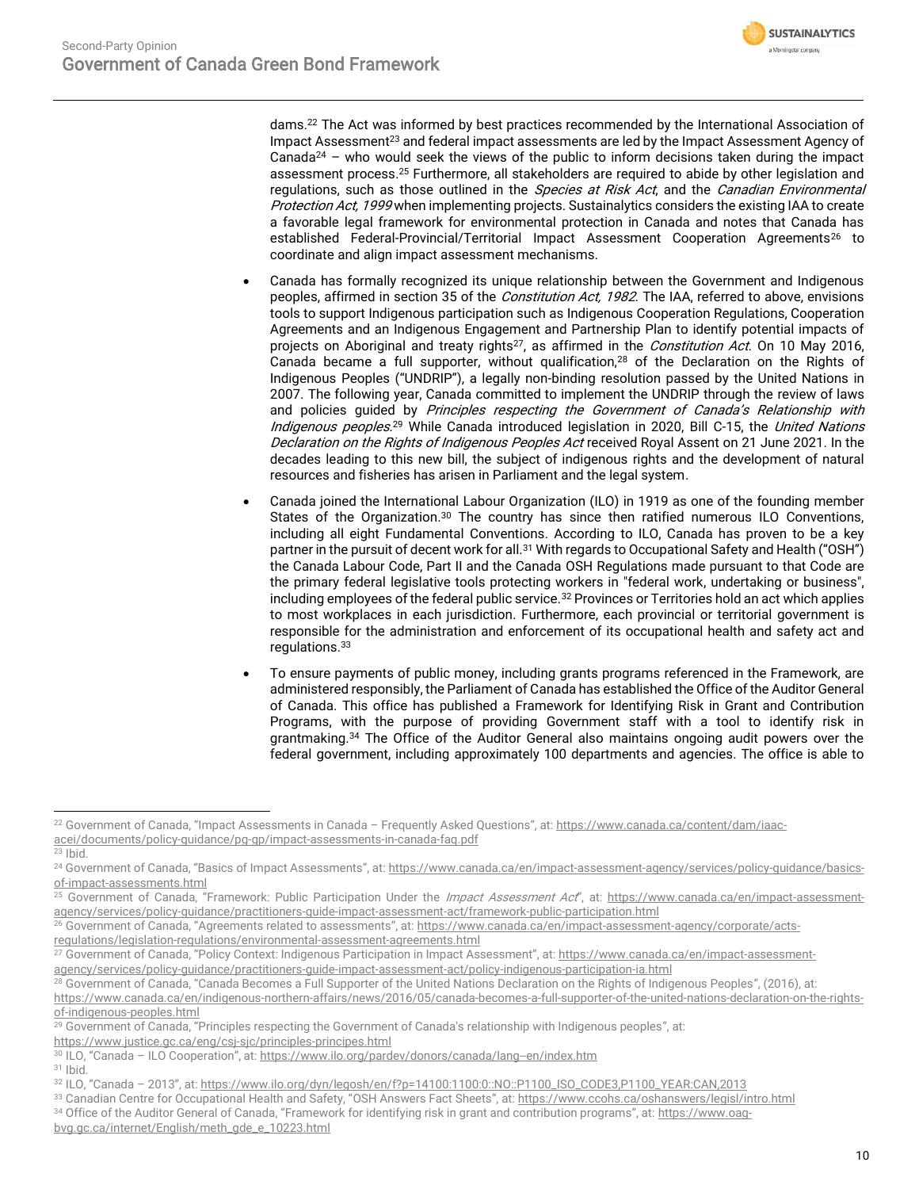dams.[22] The Act was informed by best practices recommended by the International Association of Impact Assessment[23] and federal impact assessments are led by the Impact Assessment Agency of Canada[24] – who would seek the views of the public to inform decisions taken during the impact assessment process.[25] Furthermore, all stakeholders are required to abide by other legislation and regulations, such as those outlined in the *Species at Risk Act*, and the *Canadian Environmental Protection Act, 1999* when implementing projects. Sustainalytics considers the existing IAA to create a favorable legal framework for environmental protection in Canada and notes that Canada has established Federal-Provincial/Territorial Impact Assessment Cooperation Agreements[26] to coordinate and align impact assessment mechanisms.

- Canada has formally recognized its unique relationship between the Government and Indigenous peoples, affirmed in section 35 of the *Constitution Act, 1982*. The IAA, referred to above, envisions tools to support Indigenous participation such as Indigenous Cooperation Regulations, Cooperation Agreements and an Indigenous Engagement and Partnership Plan to identify potential impacts of projects on Aboriginal and treaty rights[27], as affirmed in the *Constitution Act*. On 10 May 2016, Canada became a full supporter, without qualification,[28] of the Declaration on the Rights of Indigenous Peoples ("UNDRIP"), a legally non-binding resolution passed by the United Nations in 2007. The following year, Canada committed to implement the UNDRIP through the review of laws and policies guided by *Principles respecting the Government of Canada's Relationship with Indigenous peoples*.[29] While Canada introduced legislation in 2020, Bill C-15, the *United Nations Declaration on the Rights of Indigenous Peoples Act* received Royal Assent on 21 June 2021. In the decades leading to this new bill, the subject of indigenous rights and the development of natural resources and fisheries has arisen in Parliament and the legal system.

- Canada joined the International Labour Organization (ILO) in 1919 as one of the founding member States of the Organization.[30] The country has since then ratified numerous ILO Conventions, including all eight Fundamental Conventions. According to ILO, Canada has proven to be a key partner in the pursuit of decent work for all.[31] With regards to Occupational Safety and Health ("OSH") the Canada Labour Code, Part II and the Canada OSH Regulations made pursuant to that Code are the primary federal legislative tools protecting workers in "federal work, undertaking or business", including employees of the federal public service.[32] Provinces or Territories hold an act which applies to most workplaces in each jurisdiction. Furthermore, each provincial or territorial government is responsible for the administration and enforcement of its occupational health and safety act and regulations.[33]

- To ensure payments of public money, including grants programs referenced in the Framework, are administered responsibly, the Parliament of Canada has established the Office of the Auditor General of Canada. This office has published a Framework for Identifying Risk in Grant and Contribution Programs, with the purpose of providing Government staff with a tool to identify risk in grantmaking.[34] The Office of the Auditor General also maintains ongoing audit powers over the federal government, including approximately 100 departments and agencies. The office is able to

---

[22] Government of Canada, "Impact Assessments in Canada – Frequently Asked Questions", at: https://www.canada.ca/content/dam/iaac-acei/documents/policy-guidance/pg-gp/impact-assessments-in-canada-faq.pdf

[23] Ibid.

[24] Government of Canada, "Basics of Impact Assessments", at: https://www.canada.ca/en/impact-assessment-agency/services/policy-guidance/basics-of-impact-assessments.html

[25] Government of Canada, "Framework: Public Participation Under the *Impact Assessment Act*", at: https://www.canada.ca/en/impact-assessment-agency/services/policy-guidance/practitioners-guide-impact-assessment-act/framework-public-participation.html

[26] Government of Canada, "Agreements related to assessments", at: https://www.canada.ca/en/impact-assessment-agency/corporate/acts-regulations/legislation-regulations/environmental-assessment-agreements.html

[27] Government of Canada, "Policy Context: Indigenous Participation in Impact Assessment", at: https://www.canada.ca/en/impact-assessment-agency/services/policy-guidance/practitioners-guide-impact-assessment-act/policy-indigenous-participation-ia.html

[28] Government of Canada, "Canada Becomes a Full Supporter of the United Nations Declaration on the Rights of Indigenous Peoples", (2016), at: https://www.canada.ca/en/indigenous-northern-affairs/news/2016/05/canada-becomes-a-full-supporter-of-the-united-nations-declaration-on-the-rights-of-indigenous-peoples.html

[29] Government of Canada, "Principles respecting the Government of Canada's relationship with Indigenous peoples", at: https://www.justice.gc.ca/eng/csj-sjc/principles-principes.html

[30] ILO, "Canada – ILO Cooperation", at: https://www.ilo.org/pardev/donors/canada/lang--en/index.htm

[31] Ibid.

[32] ILO, "Canada – 2013", at: https://www.ilo.org/dyn/legosh/en/f?p=14100:1100:0::NO::P1100_ISO_CODE3,P1100_YEAR:CAN,2013

[33] Canadian Centre for Occupational Health and Safety, "OSH Answers Fact Sheets", at: https://www.ccohs.ca/oshanswers/legisl/intro.html

[34] Office of the Auditor General of Canada, "Framework for identifying risk in grant and contribution programs", at: https://www.oag-bvg.gc.ca/internet/English/meth_gde_e_10223.html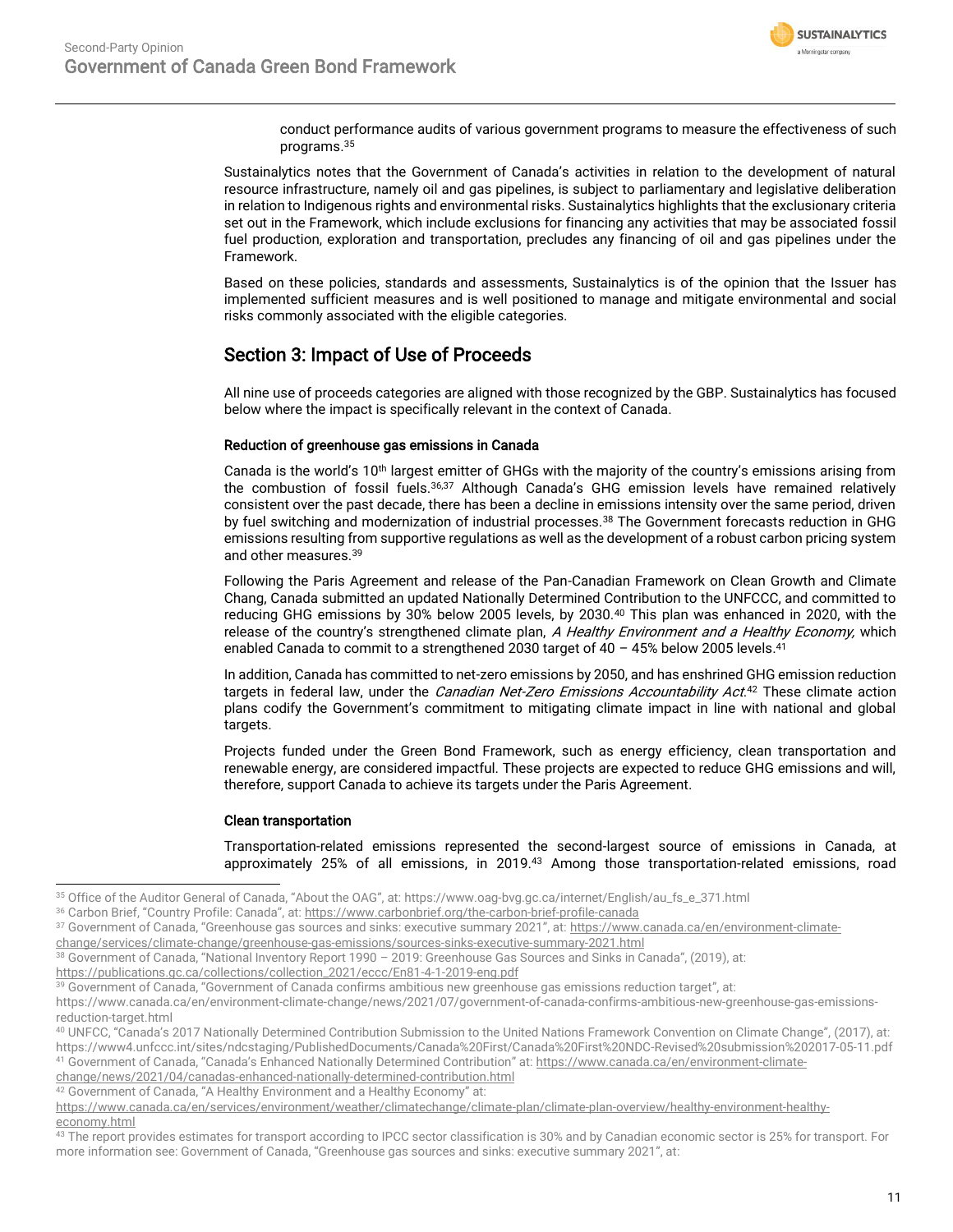conduct performance audits of various government programs to measure the effectiveness of such programs.[35]

Sustainalytics notes that the Government of Canada's activities in relation to the development of natural resource infrastructure, namely oil and gas pipelines, is subject to parliamentary and legislative deliberation in relation to Indigenous rights and environmental risks. Sustainalytics highlights that the exclusionary criteria set out in the Framework, which include exclusions for financing any activities that may be associated fossil fuel production, exploration and transportation, precludes any financing of oil and gas pipelines under the Framework.

Based on these policies, standards and assessments, Sustainalytics is of the opinion that the Issuer has implemented sufficient measures and is well positioned to manage and mitigate environmental and social risks commonly associated with the eligible categories.

## Section 3: Impact of Use of Proceeds

All nine use of proceeds categories are aligned with those recognized by the GBP. Sustainalytics has focused below where the impact is specifically relevant in the context of Canada.

### Reduction of greenhouse gas emissions in Canada

Canada is the world's 10th largest emitter of GHGs with the majority of the country's emissions arising from the combustion of fossil fuels.[36,37] Although Canada's GHG emission levels have remained relatively consistent over the past decade, there has been a decline in emissions intensity over the same period, driven by fuel switching and modernization of industrial processes.[38] The Government forecasts reduction in GHG emissions resulting from supportive regulations as well as the development of a robust carbon pricing system and other measures.[39]

Following the Paris Agreement and release of the Pan-Canadian Framework on Clean Growth and Climate Chang, Canada submitted an updated Nationally Determined Contribution to the UNFCCC, and committed to reducing GHG emissions by 30% below 2005 levels, by 2030.[40] This plan was enhanced in 2020, with the release of the country's strengthened climate plan, *A Healthy Environment and a Healthy Economy,* which enabled Canada to commit to a strengthened 2030 target of 40 – 45% below 2005 levels.[41]

In addition, Canada has committed to net-zero emissions by 2050, and has enshrined GHG emission reduction targets in federal law, under the *Canadian Net-Zero Emissions Accountability Act*.[42] These climate action plans codify the Government's commitment to mitigating climate impact in line with national and global targets.

Projects funded under the Green Bond Framework, such as energy efficiency, clean transportation and renewable energy, are considered impactful. These projects are expected to reduce GHG emissions and will, therefore, support Canada to achieve its targets under the Paris Agreement.

### Clean transportation

Transportation-related emissions represented the second-largest source of emissions in Canada, at approximately 25% of all emissions, in 2019.[43] Among those transportation-related emissions, road

---

[35] Office of the Auditor General of Canada, "About the OAG", at: https://www.oag-bvg.gc.ca/internet/English/au_fs_e_371.html

[36] Carbon Brief, "Country Profile: Canada", at: https://www.carbonbrief.org/the-carbon-brief-profile-canada

[37] Government of Canada, "Greenhouse gas sources and sinks: executive summary 2021", at: https://www.canada.ca/en/environment-climate-change/services/climate-change/greenhouse-gas-emissions/sources-sinks-executive-summary-2021.html

[38] Government of Canada, "National Inventory Report 1990 – 2019: Greenhouse Gas Sources and Sinks in Canada", (2019), at: https://publications.gc.ca/collections/collection_2021/eccc/En81-4-1-2019-eng.pdf

[39] Government of Canada, "Government of Canada confirms ambitious new greenhouse gas emissions reduction target", at: https://www.canada.ca/en/environment-climate-change/news/2021/07/government-of-canada-confirms-ambitious-new-greenhouse-gas-emissions-reduction-target.html

[40] UNFCC, "Canada's 2017 Nationally Determined Contribution Submission to the United Nations Framework Convention on Climate Change", (2017), at: https://www4.unfccc.int/sites/ndcstaging/PublishedDocuments/Canada%20First/Canada%20First%20NDC-Revised%20submission%202017-05-11.pdf

[41] Government of Canada, "Canada's Enhanced Nationally Determined Contribution" at: https://www.canada.ca/en/environment-climate-change/news/2021/04/canadas-enhanced-nationally-determined-contribution.html

[42] Government of Canada, "A Healthy Environment and a Healthy Economy" at: https://www.canada.ca/en/services/environment/weather/climatechange/climate-plan/climate-plan-overview/healthy-environment-healthy-economy.html

[43] The report provides estimates for transport according to IPCC sector classification is 30% and by Canadian economic sector is 25% for transport. For more information see: Government of Canada, "Greenhouse gas sources and sinks: executive summary 2021", at: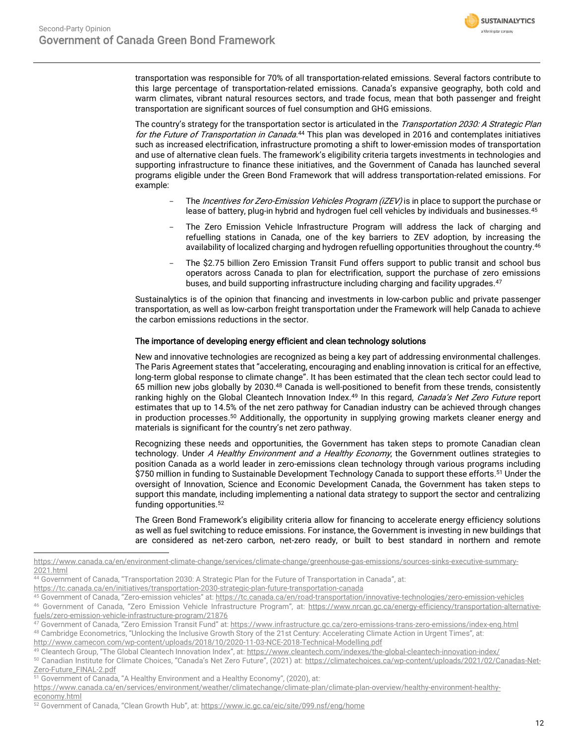transportation was responsible for 70% of all transportation-related emissions. Several factors contribute to this large percentage of transportation-related emissions. Canada's expansive geography, both cold and warm climates, vibrant natural resources sectors, and trade focus, mean that both passenger and freight transportation are significant sources of fuel consumption and GHG emissions.

The country's strategy for the transportation sector is articulated in the *Transportation 2030: A Strategic Plan for the Future of Transportation in Canada*.[44] This plan was developed in 2016 and contemplates initiatives such as increased electrification, infrastructure promoting a shift to lower-emission modes of transportation and use of alternative clean fuels. The framework's eligibility criteria targets investments in technologies and supporting infrastructure to finance these initiatives, and the Government of Canada has launched several programs eligible under the Green Bond Framework that will address transportation-related emissions. For example:

- The *Incentives for Zero-Emission Vehicles Program (iZEV)* is in place to support the purchase or lease of battery, plug-in hybrid and hydrogen fuel cell vehicles by individuals and businesses.[45]
- The Zero Emission Vehicle Infrastructure Program will address the lack of charging and refuelling stations in Canada, one of the key barriers to ZEV adoption, by increasing the availability of localized charging and hydrogen refuelling opportunities throughout the country.[46]
- The $2.75 billion Zero Emission Transit Fund offers support to public transit and school bus operators across Canada to plan for electrification, support the purchase of zero emissions buses, and build supporting infrastructure including charging and facility upgrades.[47]

Sustainalytics is of the opinion that financing and investments in low-carbon public and private passenger transportation, as well as low-carbon freight transportation under the Framework will help Canada to achieve the carbon emissions reductions in the sector.

### The importance of developing energy efficient and clean technology solutions

New and innovative technologies are recognized as being a key part of addressing environmental challenges. The Paris Agreement states that "accelerating, encouraging and enabling innovation is critical for an effective, long-term global response to climate change". It has been estimated that the clean tech sector could lead to 65 million new jobs globally by 2030.[48] Canada is well-positioned to benefit from these trends, consistently ranking highly on the Global Cleantech Innovation Index.[49] In this regard, *Canada's Net Zero Future* report estimates that up to 14.5% of the net zero pathway for Canadian industry can be achieved through changes in production processes.[50] Additionally, the opportunity in supplying growing markets cleaner energy and materials is significant for the country's net zero pathway.

Recognizing these needs and opportunities, the Government has taken steps to promote Canadian clean technology. Under *A Healthy Environment and a Healthy Economy*, the Government outlines strategies to position Canada as a world leader in zero-emissions clean technology through various programs including $750 million in funding to Sustainable Development Technology Canada to support these efforts.[51] Under the oversight of Innovation, Science and Economic Development Canada, the Government has taken steps to support this mandate, including implementing a national data strategy to support the sector and centralizing funding opportunities.[52]

The Green Bond Framework's eligibility criteria allow for financing to accelerate energy efficiency solutions as well as fuel switching to reduce emissions. For instance, the Government is investing in new buildings that are considered as net-zero carbon, net-zero ready, or built to best standard in northern and remote

---

https://www.canada.ca/en/environment-climate-change/services/climate-change/greenhouse-gas-emissions/sources-sinks-executive-summary-2021.html

[44] Government of Canada, "Transportation 2030: A Strategic Plan for the Future of Transportation in Canada", at: https://tc.canada.ca/en/initiatives/transportation-2030-strategic-plan-future-transportation-canada

[45] Government of Canada, "Zero-emission vehicles" at: https://tc.canada.ca/en/road-transportation/innovative-technologies/zero-emission-vehicles

[46] Government of Canada, "Zero Emission Vehicle Infrastructure Program", at: https://www.nrcan.gc.ca/energy-efficiency/transportation-alternative-fuels/zero-emission-vehicle-infrastructure-program/21876

[47] Government of Canada, "Zero Emission Transit Fund" at: https://www.infrastructure.gc.ca/zero-emissions-trans-zero-emissions/index-eng.html

[48] Cambridge Econometrics, "Unlocking the Inclusive Growth Story of the 21st Century: Accelerating Climate Action in Urgent Times", at: http://www.camecon.com/wp-content/uploads/2018/10/2020-11-03-NCE-2018-Technical-Modelling.pdf

[49] Cleantech Group, "The Global Cleantech Innovation Index", at: https://www.cleantech.com/indexes/the-global-cleantech-innovation-index/

[50] Canadian Institute for Climate Choices, "Canada's Net Zero Future", (2021) at: https://climatechoices.ca/wp-content/uploads/2021/02/Canadas-Net-Zero-Future_FINAL-2.pdf

[51] Government of Canada, "A Healthy Environment and a Healthy Economy", (2020), at: https://www.canada.ca/en/services/environment/weather/climatechange/climate-plan/climate-plan-overview/healthy-environment-healthy-economy.html

[52] Government of Canada, "Clean Growth Hub", at: https://www.ic.gc.ca/eic/site/099.nsf/eng/home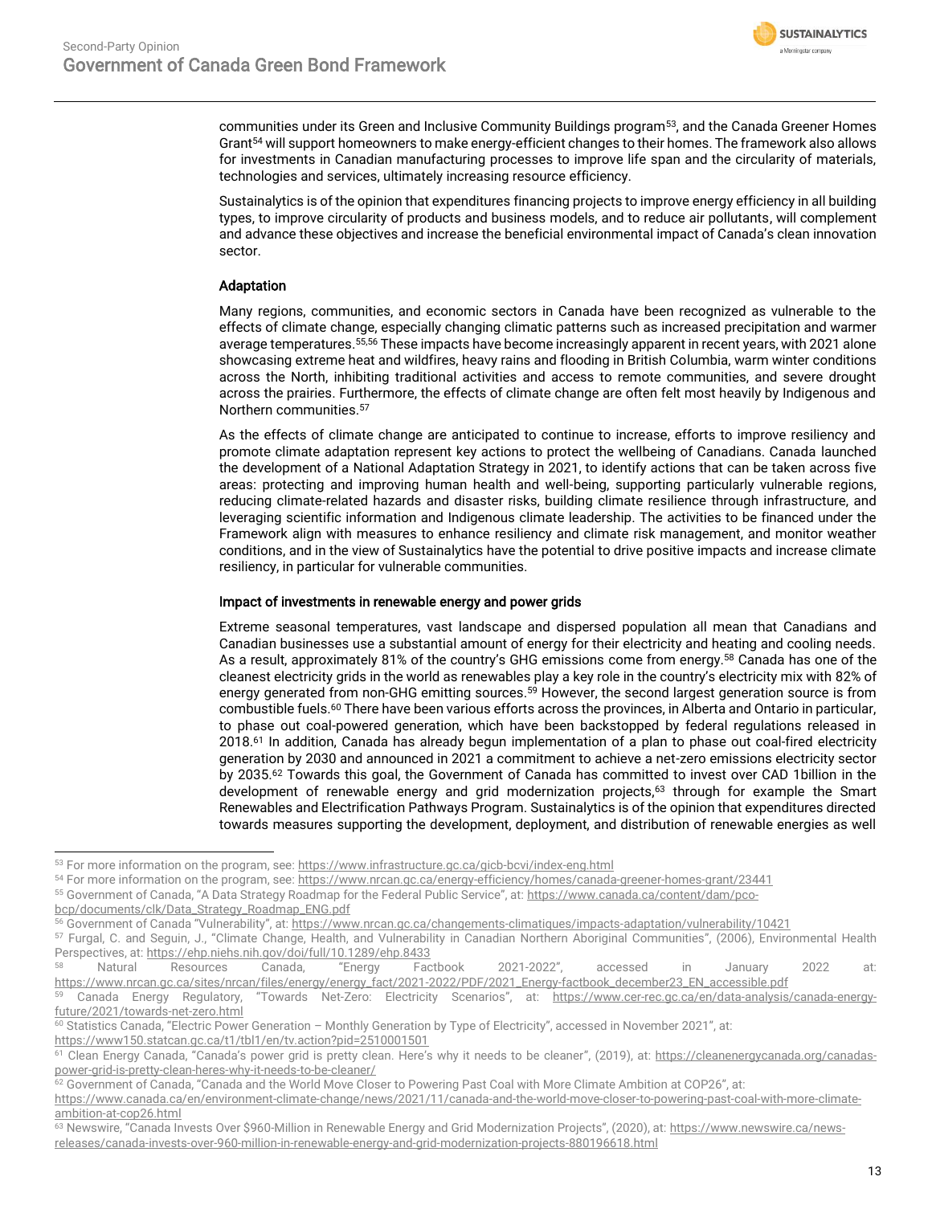communities under its Green and Inclusive Community Buildings program[53], and the Canada Greener Homes Grant[54] will support homeowners to make energy-efficient changes to their homes. The framework also allows for investments in Canadian manufacturing processes to improve life span and the circularity of materials, technologies and services, ultimately increasing resource efficiency.

Sustainalytics is of the opinion that expenditures financing projects to improve energy efficiency in all building types, to improve circularity of products and business models, and to reduce air pollutants, will complement and advance these objectives and increase the beneficial environmental impact of Canada's clean innovation sector.

#### Adaptation

Many regions, communities, and economic sectors in Canada have been recognized as vulnerable to the effects of climate change, especially changing climatic patterns such as increased precipitation and warmer average temperatures.[55,56] These impacts have become increasingly apparent in recent years, with 2021 alone showcasing extreme heat and wildfires, heavy rains and flooding in British Columbia, warm winter conditions across the North, inhibiting traditional activities and access to remote communities, and severe drought across the prairies. Furthermore, the effects of climate change are often felt most heavily by Indigenous and Northern communities.[57]

As the effects of climate change are anticipated to continue to increase, efforts to improve resiliency and promote climate adaptation represent key actions to protect the wellbeing of Canadians. Canada launched the development of a National Adaptation Strategy in 2021, to identify actions that can be taken across five areas: protecting and improving human health and well-being, supporting particularly vulnerable regions, reducing climate-related hazards and disaster risks, building climate resilience through infrastructure, and leveraging scientific information and Indigenous climate leadership. The activities to be financed under the Framework align with measures to enhance resiliency and climate risk management, and monitor weather conditions, and in the view of Sustainalytics have the potential to drive positive impacts and increase climate resiliency, in particular for vulnerable communities.

#### Impact of investments in renewable energy and power grids

Extreme seasonal temperatures, vast landscape and dispersed population all mean that Canadians and Canadian businesses use a substantial amount of energy for their electricity and heating and cooling needs. As a result, approximately 81% of the country's GHG emissions come from energy.[58] Canada has one of the cleanest electricity grids in the world as renewables play a key role in the country's electricity mix with 82% of energy generated from non-GHG emitting sources.[59] However, the second largest generation source is from combustible fuels.[60] There have been various efforts across the provinces, in Alberta and Ontario in particular, to phase out coal-powered generation, which have been backstopped by federal regulations released in 2018.[61] In addition, Canada has already begun implementation of a plan to phase out coal-fired electricity generation by 2030 and announced in 2021 a commitment to achieve a net-zero emissions electricity sector by 2035.[62] Towards this goal, the Government of Canada has committed to invest over CAD 1billion in the development of renewable energy and grid modernization projects,[63] through for example the Smart Renewables and Electrification Pathways Program. Sustainalytics is of the opinion that expenditures directed towards measures supporting the development, deployment, and distribution of renewable energies as well

---

[53] For more information on the program, see: https://www.infrastructure.gc.ca/gicb-bcvi/index-eng.html

[54] For more information on the program, see: https://www.nrcan.gc.ca/energy-efficiency/homes/canada-greener-homes-grant/23441

[55] Government of Canada, "A Data Strategy Roadmap for the Federal Public Service", at: https://www.canada.ca/content/dam/pco-bcp/documents/clk/Data_Strategy_Roadmap_ENG.pdf

[56] Government of Canada "Vulnerability", at: https://www.nrcan.gc.ca/changements-climatiques/impacts-adaptation/vulnerability/10421

[57] Furgal, C. and Seguin, J., "Climate Change, Health, and Vulnerability in Canadian Northern Aboriginal Communities", (2006), Environmental Health Perspectives, at: https://ehp.niehs.nih.gov/doi/full/10.1289/ehp.8433

[58] Natural Resources Canada, "Energy Factbook 2021-2022", accessed in January 2022 at: https://www.nrcan.gc.ca/sites/nrcan/files/energy/energy_fact/2021-2022/PDF/2021_Energy-factbook_december23_EN_accessible.pdf

[59] Canada Energy Regulatory, "Towards Net-Zero: Electricity Scenarios", at: https://www.cer-rec.gc.ca/en/data-analysis/canada-energy-future/2021/towards-net-zero.html

[60] Statistics Canada, "Electric Power Generation – Monthly Generation by Type of Electricity", accessed in November 2021", at: https://www150.statcan.gc.ca/t1/tbl1/en/tv.action?pid=2510001501

[61] Clean Energy Canada, "Canada's power grid is pretty clean. Here's why it needs to be cleaner", (2019), at: https://cleanenergycanada.org/canadas-power-grid-is-pretty-clean-heres-why-it-needs-to-be-cleaner/

[62] Government of Canada, "Canada and the World Move Closer to Powering Past Coal with More Climate Ambition at COP26", at: https://www.canada.ca/en/environment-climate-change/news/2021/11/canada-and-the-world-move-closer-to-powering-past-coal-with-more-climate-ambition-at-cop26.html

[63] Newswire, "Canada Invests Over $960-Million in Renewable Energy and Grid Modernization Projects", (2020), at: https://www.newswire.ca/news-releases/canada-invests-over-960-million-in-renewable-energy-and-grid-modernization-projects-880196618.html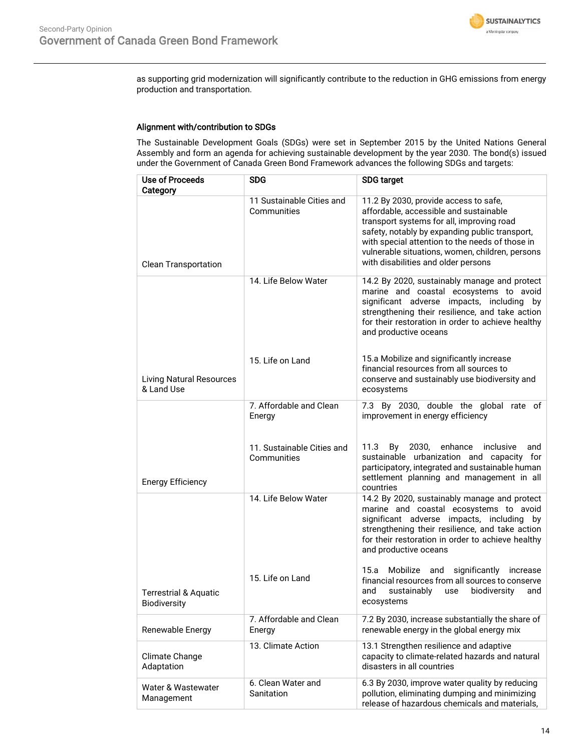as supporting grid modernization will significantly contribute to the reduction in GHG emissions from energy production and transportation.

### Alignment with/contribution to SDGs

The Sustainable Development Goals (SDGs) were set in September 2015 by the United Nations General Assembly and form an agenda for achieving sustainable development by the year 2030. The bond(s) issued under the Government of Canada Green Bond Framework advances the following SDGs and targets:

| Use of Proceeds Category | SDG | SDG target |
|---|---|---|
| Clean Transportation | 11 Sustainable Cities and Communities | 11.2 By 2030, provide access to safe, affordable, accessible and sustainable transport systems for all, improving road safety, notably by expanding public transport, with special attention to the needs of those in vulnerable situations, women, children, persons with disabilities and older persons |
| Living Natural Resources & Land Use | 14. Life Below Water | 14.2 By 2020, sustainably manage and protect marine and coastal ecosystems to avoid significant adverse impacts, including by strengthening their resilience, and take action for their restoration in order to achieve healthy and productive oceans |
| | 15. Life on Land | 15.a Mobilize and significantly increase financial resources from all sources to conserve and sustainably use biodiversity and ecosystems |
| Energy Efficiency | 7. Affordable and Clean Energy | 7.3 By 2030, double the global rate of improvement in energy efficiency |
| | 11. Sustainable Cities and Communities | 11.3 By 2030, enhance inclusive and sustainable urbanization and capacity for participatory, integrated and sustainable human settlement planning and management in all countries |
| Terrestrial & Aquatic Biodiversity | 14. Life Below Water | 14.2 By 2020, sustainably manage and protect marine and coastal ecosystems to avoid significant adverse impacts, including by strengthening their resilience, and take action for their restoration in order to achieve healthy and productive oceans |
| | 15. Life on Land | 15.a Mobilize and significantly increase financial resources from all sources to conserve and sustainably use biodiversity and ecosystems |
| Renewable Energy | 7. Affordable and Clean Energy | 7.2 By 2030, increase substantially the share of renewable energy in the global energy mix |
| Climate Change Adaptation | 13. Climate Action | 13.1 Strengthen resilience and adaptive capacity to climate-related hazards and natural disasters in all countries |
| Water & Wastewater Management | 6. Clean Water and Sanitation | 6.3 By 2030, improve water quality by reducing pollution, eliminating dumping and minimizing release of hazardous chemicals and materials, |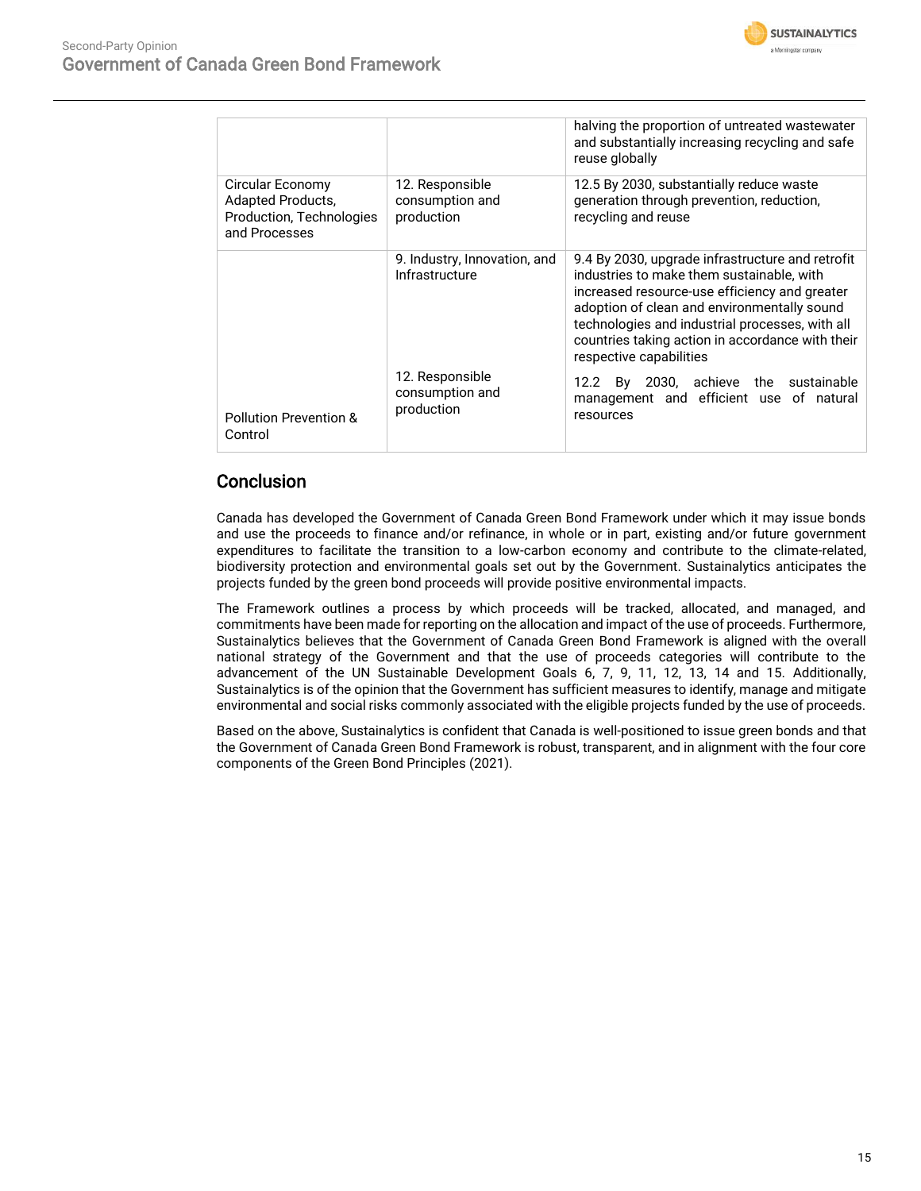| | | |
|---|---|---|
| | | halving the proportion of untreated wastewater and substantially increasing recycling and safe reuse globally |
| Circular Economy Adapted Products, Production, Technologies and Processes | 12. Responsible consumption and production | 12.5 By 2030, substantially reduce waste generation through prevention, reduction, recycling and reuse |
| Pollution Prevention & Control | 9. Industry, Innovation, and Infrastructure | 9.4 By 2030, upgrade infrastructure and retrofit industries to make them sustainable, with increased resource-use efficiency and greater adoption of clean and environmentally sound technologies and industrial processes, with all countries taking action in accordance with their respective capabilities |
| | 12. Responsible consumption and production | 12.2 By 2030, achieve the sustainable management and efficient use of natural resources |

## Conclusion

Canada has developed the Government of Canada Green Bond Framework under which it may issue bonds and use the proceeds to finance and/or refinance, in whole or in part, existing and/or future government expenditures to facilitate the transition to a low-carbon economy and contribute to the climate-related, biodiversity protection and environmental goals set out by the Government. Sustainalytics anticipates the projects funded by the green bond proceeds will provide positive environmental impacts.

The Framework outlines a process by which proceeds will be tracked, allocated, and managed, and commitments have been made for reporting on the allocation and impact of the use of proceeds. Furthermore, Sustainalytics believes that the Government of Canada Green Bond Framework is aligned with the overall national strategy of the Government and that the use of proceeds categories will contribute to the advancement of the UN Sustainable Development Goals 6, 7, 9, 11, 12, 13, 14 and 15. Additionally, Sustainalytics is of the opinion that the Government has sufficient measures to identify, manage and mitigate environmental and social risks commonly associated with the eligible projects funded by the use of proceeds.

Based on the above, Sustainalytics is confident that Canada is well-positioned to issue green bonds and that the Government of Canada Green Bond Framework is robust, transparent, and in alignment with the four core components of the Green Bond Principles (2021).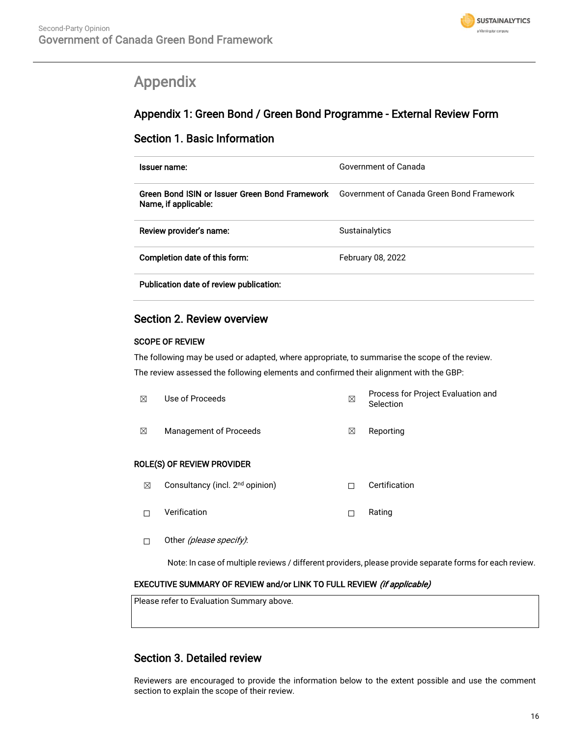# Appendix

## Appendix 1: Green Bond / Green Bond Programme - External Review Form

## Section 1. Basic Information

| | |
|---|---|
| **Issuer name:** | Government of Canada |
| **Green Bond ISIN or Issuer Green Bond Framework Name, if applicable:** | Government of Canada Green Bond Framework |
| **Review provider's name:** | Sustainalytics |
| **Completion date of this form:** | February 08, 2022 |
| **Publication date of review publication:** | |

## Section 2. Review overview

### SCOPE OF REVIEW

The following may be used or adapted, where appropriate, to summarise the scope of the review.

The review assessed the following elements and confirmed their alignment with the GBP:

| | | | |
|---|---|---|---|
| ☒ | Use of Proceeds | ☒ | Process for Project Evaluation and Selection |
| ☒ | Management of Proceeds | ☒ | Reporting |

### ROLE(S) OF REVIEW PROVIDER

| | | | |
|---|---|---|---|
| ☒ | Consultancy (incl. 2nd opinion) | ☐ | Certification |
| ☐ | Verification | ☐ | Rating |
| ☐ | Other *(please specify)*: | | |

Note: In case of multiple reviews / different providers, please provide separate forms for each review.

### EXECUTIVE SUMMARY OF REVIEW and/or LINK TO FULL REVIEW *(if applicable)*

Please refer to Evaluation Summary above.

## Section 3. Detailed review

Reviewers are encouraged to provide the information below to the extent possible and use the comment section to explain the scope of their review.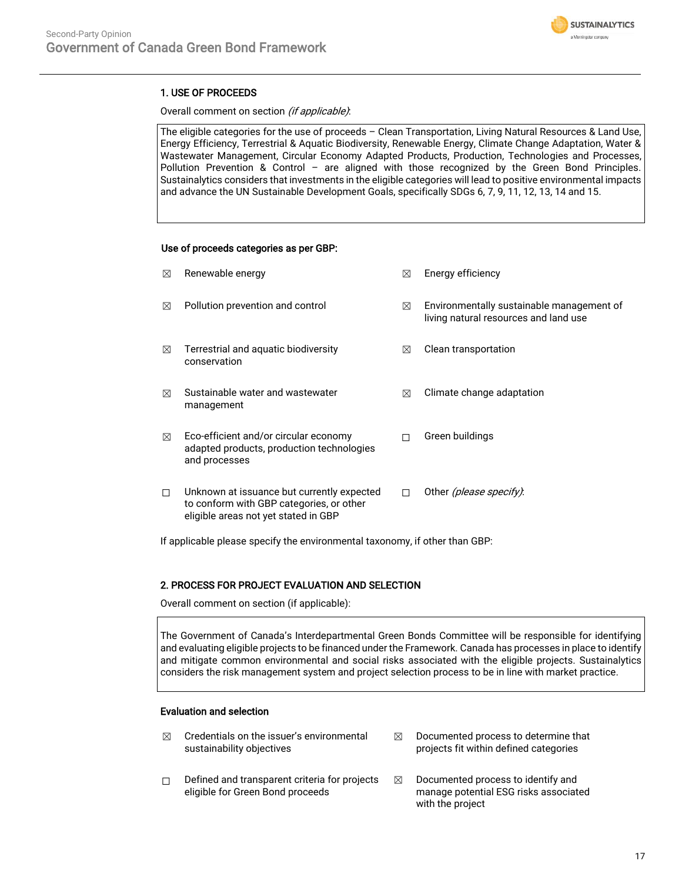## 1. USE OF PROCEEDS

Overall comment on section *(if applicable)*:

The eligible categories for the use of proceeds – Clean Transportation, Living Natural Resources & Land Use, Energy Efficiency, Terrestrial & Aquatic Biodiversity, Renewable Energy, Climate Change Adaptation, Water & Wastewater Management, Circular Economy Adapted Products, Production, Technologies and Processes, Pollution Prevention & Control – are aligned with those recognized by the Green Bond Principles. Sustainalytics considers that investments in the eligible categories will lead to positive environmental impacts and advance the UN Sustainable Development Goals, specifically SDGs 6, 7, 9, 11, 12, 13, 14 and 15.

**Use of proceeds categories as per GBP:**

| | | | |
|---|---|---|---|
| ☒ | Renewable energy | ☒ | Energy efficiency |
| ☒ | Pollution prevention and control | ☒ | Environmentally sustainable management of living natural resources and land use |
| ☒ | Terrestrial and aquatic biodiversity conservation | ☒ | Clean transportation |
| ☒ | Sustainable water and wastewater management | ☒ | Climate change adaptation |
| ☒ | Eco-efficient and/or circular economy adapted products, production technologies and processes | ☐ | Green buildings |
| ☐ | Unknown at issuance but currently expected to conform with GBP categories, or other eligible areas not yet stated in GBP | ☐ | Other *(please specify)*: |

If applicable please specify the environmental taxonomy, if other than GBP:

## 2. PROCESS FOR PROJECT EVALUATION AND SELECTION

Overall comment on section (if applicable):

The Government of Canada's Interdepartmental Green Bonds Committee will be responsible for identifying and evaluating eligible projects to be financed under the Framework. Canada has processes in place to identify and mitigate common environmental and social risks associated with the eligible projects. Sustainalytics considers the risk management system and project selection process to be in line with market practice.

**Evaluation and selection**

| | | | |
|---|---|---|---|
| ☒ | Credentials on the issuer's environmental sustainability objectives | ☒ | Documented process to determine that projects fit within defined categories |
| ☐ | Defined and transparent criteria for projects eligible for Green Bond proceeds | ☒ | Documented process to identify and manage potential ESG risks associated with the project |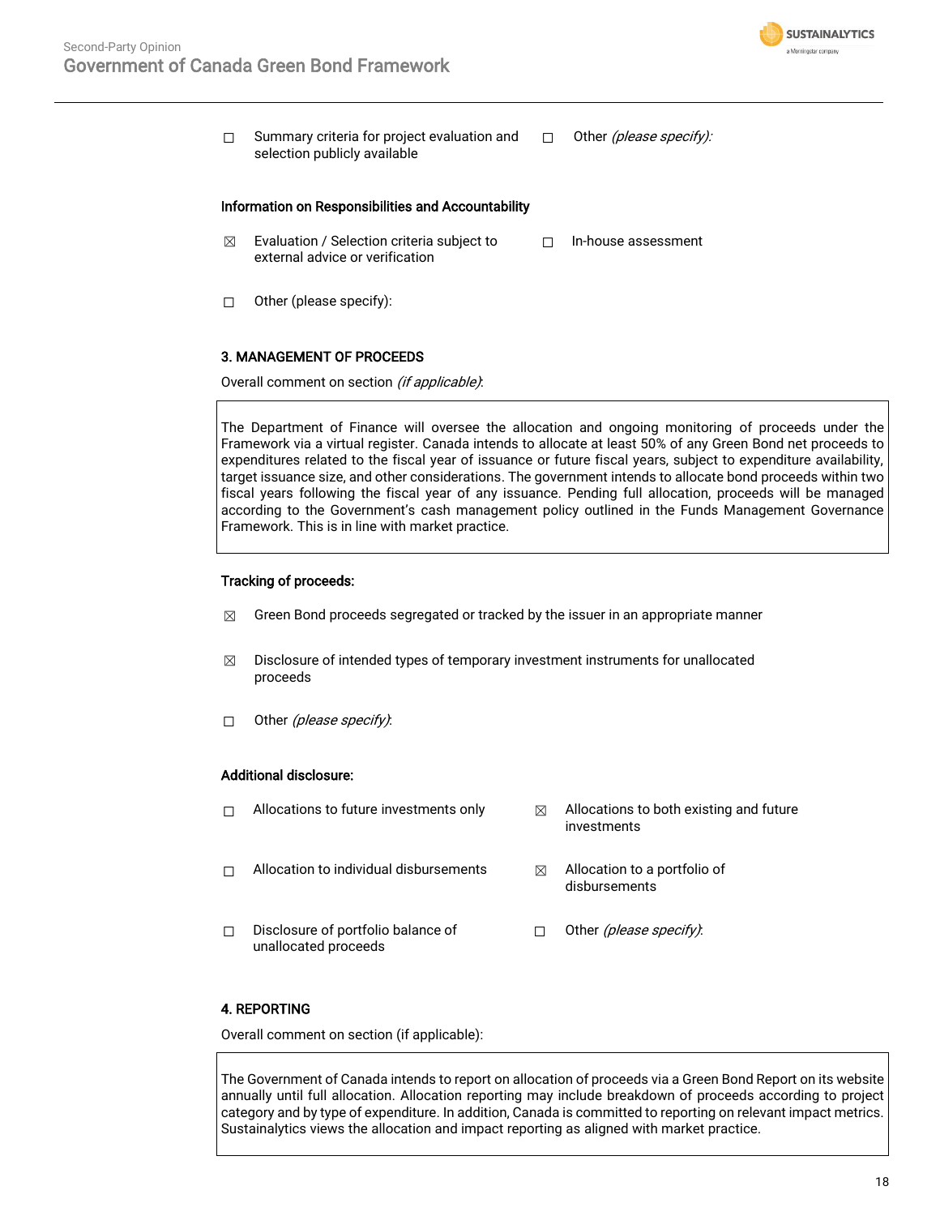☐ Summary criteria for project evaluation and selection publicly available

☐ Other *(please specify)*:

**Information on Responsibilities and Accountability**

☒ Evaluation / Selection criteria subject to external advice or verification

☐ In-house assessment

☐ Other (please specify):

**3. MANAGEMENT OF PROCEEDS**

Overall comment on section *(if applicable)*:

> The Department of Finance will oversee the allocation and ongoing monitoring of proceeds under the Framework via a virtual register. Canada intends to allocate at least 50% of any Green Bond net proceeds to expenditures related to the fiscal year of issuance or future fiscal years, subject to expenditure availability, target issuance size, and other considerations. The government intends to allocate bond proceeds within two fiscal years following the fiscal year of any issuance. Pending full allocation, proceeds will be managed according to the Government's cash management policy outlined in the Funds Management Governance Framework. This is in line with market practice.

**Tracking of proceeds:**

☒ Green Bond proceeds segregated or tracked by the issuer in an appropriate manner

☒ Disclosure of intended types of temporary investment instruments for unallocated proceeds

☐ Other *(please specify)*:

**Additional disclosure:**

☐ Allocations to future investments only

☒ Allocations to both existing and future investments

☐ Allocation to individual disbursements

☒ Allocation to a portfolio of disbursements

☐ Disclosure of portfolio balance of unallocated proceeds

☐ Other *(please specify)*:

**4. REPORTING**

Overall comment on section (if applicable):

> The Government of Canada intends to report on allocation of proceeds via a Green Bond Report on its website annually until full allocation. Allocation reporting may include breakdown of proceeds according to project category and by type of expenditure. In addition, Canada is committed to reporting on relevant impact metrics. Sustainalytics views the allocation and impact reporting as aligned with market practice.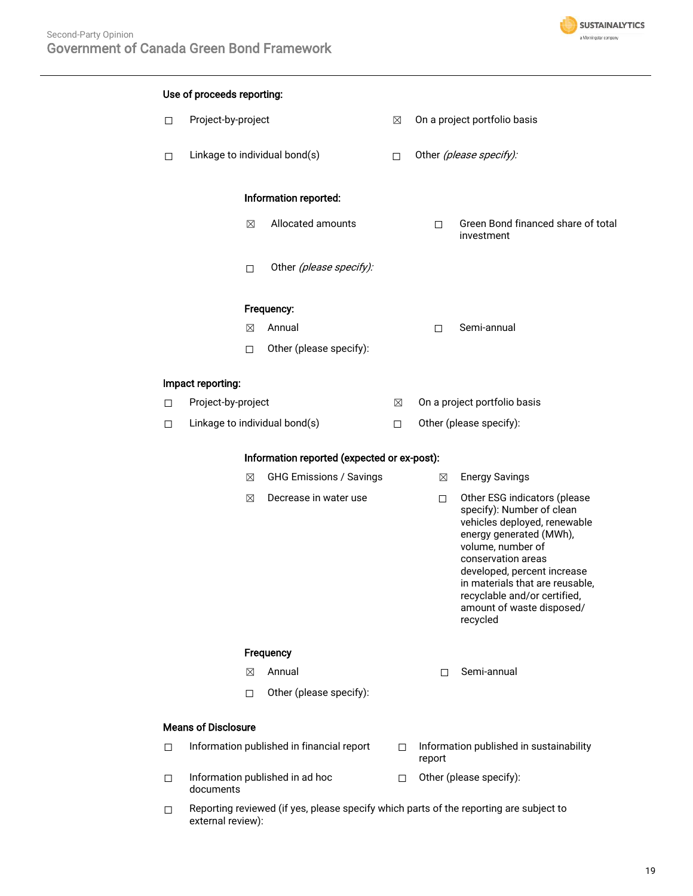**Use of proceeds reporting:**

☐ Project-by-project

☒ On a project portfolio basis

☐ Linkage to individual bond(s)

☐ Other *(please specify):*

**Information reported:**

☒ Allocated amounts

☐ Green Bond financed share of total investment

☐ Other *(please specify):*

**Frequency:**

☒ Annual

☐ Semi-annual

☐ Other (please specify):

**Impact reporting:**

☐ Project-by-project

☒ On a project portfolio basis

☐ Linkage to individual bond(s)

☐ Other (please specify):

**Information reported (expected or ex-post):**

☒ GHG Emissions / Savings

☒ Energy Savings

☒ Decrease in water use

☐ Other ESG indicators (please specify): Number of clean vehicles deployed, renewable energy generated (MWh), volume, number of conservation areas developed, percent increase in materials that are reusable, recyclable and/or certified, amount of waste disposed/ recycled

**Frequency**

☒ Annual

☐ Semi-annual

☐ Other (please specify):

**Means of Disclosure**

☐ Information published in financial report

☐ Information published in sustainability report

☐ Information published in ad hoc documents

☐ Other (please specify):

☐ Reporting reviewed (if yes, please specify which parts of the reporting are subject to external review):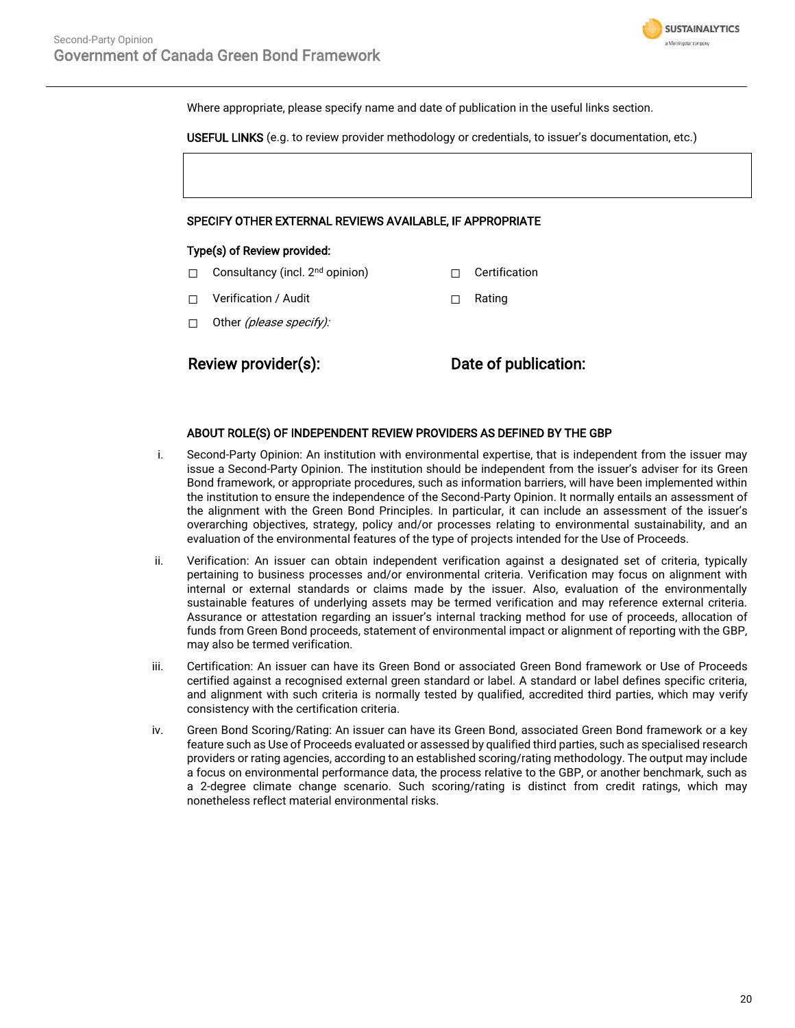Where appropriate, please specify name and date of publication in the useful links section.

**USEFUL LINKS** (e.g. to review provider methodology or credentials, to issuer's documentation, etc.)

|  |
|---|
|  |

**SPECIFY OTHER EXTERNAL REVIEWS AVAILABLE, IF APPROPRIATE**

**Type(s) of Review provided:**

☐ Consultancy (incl. 2nd opinion)

☐ Certification

☐ Verification / Audit

☐ Rating

☐ Other *(please specify):*

**Review provider(s):**

**Date of publication:**

**ABOUT ROLE(S) OF INDEPENDENT REVIEW PROVIDERS AS DEFINED BY THE GBP**

i. Second-Party Opinion: An institution with environmental expertise, that is independent from the issuer may issue a Second-Party Opinion. The institution should be independent from the issuer's adviser for its Green Bond framework, or appropriate procedures, such as information barriers, will have been implemented within the institution to ensure the independence of the Second-Party Opinion. It normally entails an assessment of the alignment with the Green Bond Principles. In particular, it can include an assessment of the issuer's overarching objectives, strategy, policy and/or processes relating to environmental sustainability, and an evaluation of the environmental features of the type of projects intended for the Use of Proceeds.

ii. Verification: An issuer can obtain independent verification against a designated set of criteria, typically pertaining to business processes and/or environmental criteria. Verification may focus on alignment with internal or external standards or claims made by the issuer. Also, evaluation of the environmentally sustainable features of underlying assets may be termed verification and may reference external criteria. Assurance or attestation regarding an issuer's internal tracking method for use of proceeds, allocation of funds from Green Bond proceeds, statement of environmental impact or alignment of reporting with the GBP, may also be termed verification.

iii. Certification: An issuer can have its Green Bond or associated Green Bond framework or Use of Proceeds certified against a recognised external green standard or label. A standard or label defines specific criteria, and alignment with such criteria is normally tested by qualified, accredited third parties, which may verify consistency with the certification criteria.

iv. Green Bond Scoring/Rating: An issuer can have its Green Bond, associated Green Bond framework or a key feature such as Use of Proceeds evaluated or assessed by qualified third parties, such as specialised research providers or rating agencies, according to an established scoring/rating methodology. The output may include a focus on environmental performance data, the process relative to the GBP, or another benchmark, such as a 2-degree climate change scenario. Such scoring/rating is distinct from credit ratings, which may nonetheless reflect material environmental risks.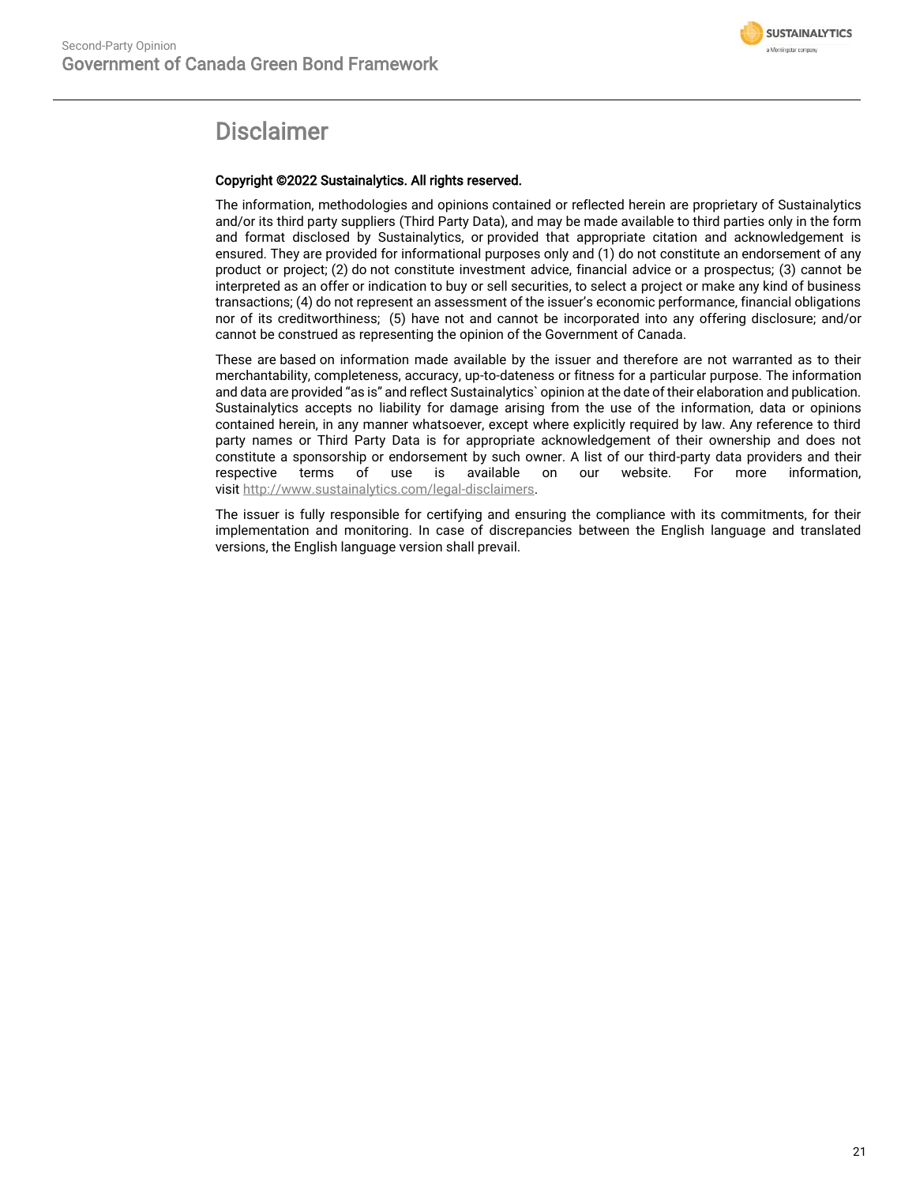# Disclaimer

**Copyright ©2022 Sustainalytics. All rights reserved.**

The information, methodologies and opinions contained or reflected herein are proprietary of Sustainalytics and/or its third party suppliers (Third Party Data), and may be made available to third parties only in the form and format disclosed by Sustainalytics, or provided that appropriate citation and acknowledgement is ensured. They are provided for informational purposes only and (1) do not constitute an endorsement of any product or project; (2) do not constitute investment advice, financial advice or a prospectus; (3) cannot be interpreted as an offer or indication to buy or sell securities, to select a project or make any kind of business transactions; (4) do not represent an assessment of the issuer's economic performance, financial obligations nor of its creditworthiness; (5) have not and cannot be incorporated into any offering disclosure; and/or cannot be construed as representing the opinion of the Government of Canada.

These are based on information made available by the issuer and therefore are not warranted as to their merchantability, completeness, accuracy, up-to-dateness or fitness for a particular purpose. The information and data are provided "as is" and reflect Sustainalytics` opinion at the date of their elaboration and publication. Sustainalytics accepts no liability for damage arising from the use of the information, data or opinions contained herein, in any manner whatsoever, except where explicitly required by law. Any reference to third party names or Third Party Data is for appropriate acknowledgement of their ownership and does not constitute a sponsorship or endorsement by such owner. A list of our third-party data providers and their respective terms of use is available on our website. For more information, visit http://www.sustainalytics.com/legal-disclaimers.

The issuer is fully responsible for certifying and ensuring the compliance with its commitments, for their implementation and monitoring. In case of discrepancies between the English language and translated versions, the English language version shall prevail.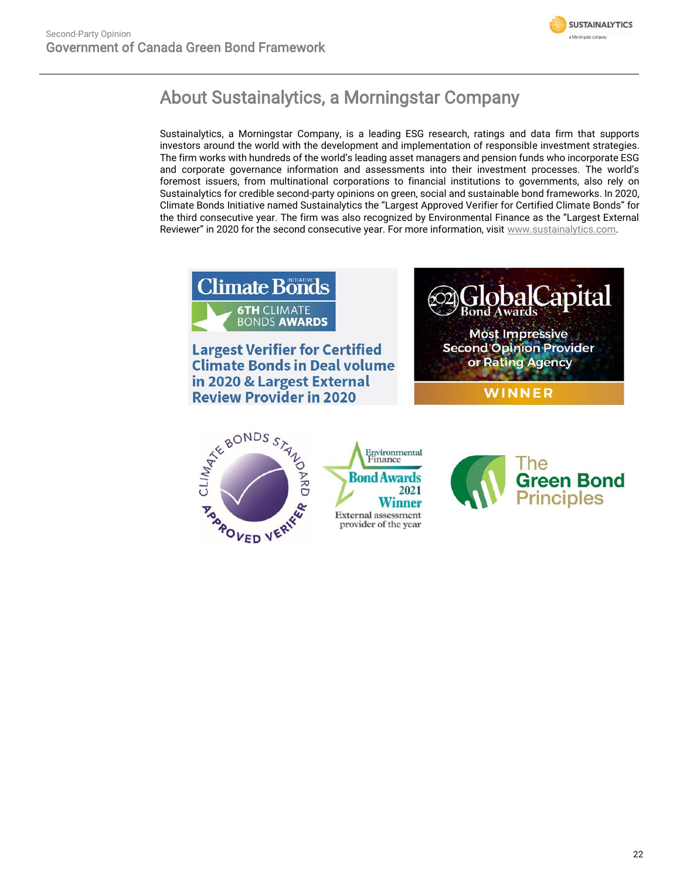# About Sustainalytics, a Morningstar Company

Sustainalytics, a Morningstar Company, is a leading ESG research, ratings and data firm that supports investors around the world with the development and implementation of responsible investment strategies. The firm works with hundreds of the world's leading asset managers and pension funds who incorporate ESG and corporate governance information and assessments into their investment processes. The world's foremost issuers, from multinational corporations to financial institutions to governments, also rely on Sustainalytics for credible second-party opinions on green, social and sustainable bond frameworks. In 2020, Climate Bonds Initiative named Sustainalytics the "Largest Approved Verifier for Certified Climate Bonds" for the third consecutive year. The firm was also recognized by Environmental Finance as the "Largest External Reviewer" in 2020 for the second consecutive year. For more information, visit www.sustainalytics.com.

Climate Bonds Initiative
6TH CLIMATE BONDS AWARDS
Largest Verifier for Certified Climate Bonds in Deal volume in 2020 & Largest External Review Provider in 2020

2021 GlobalCapital Bond Awards
Most Impressive Second Opinion Provider or Rating Agency
WINNER

CLIMATE BONDS STANDARD APPROVED VERIFIER

Environmental Finance
Bond Awards 2021 Winner
External assessment provider of the year

The Green Bond Principles